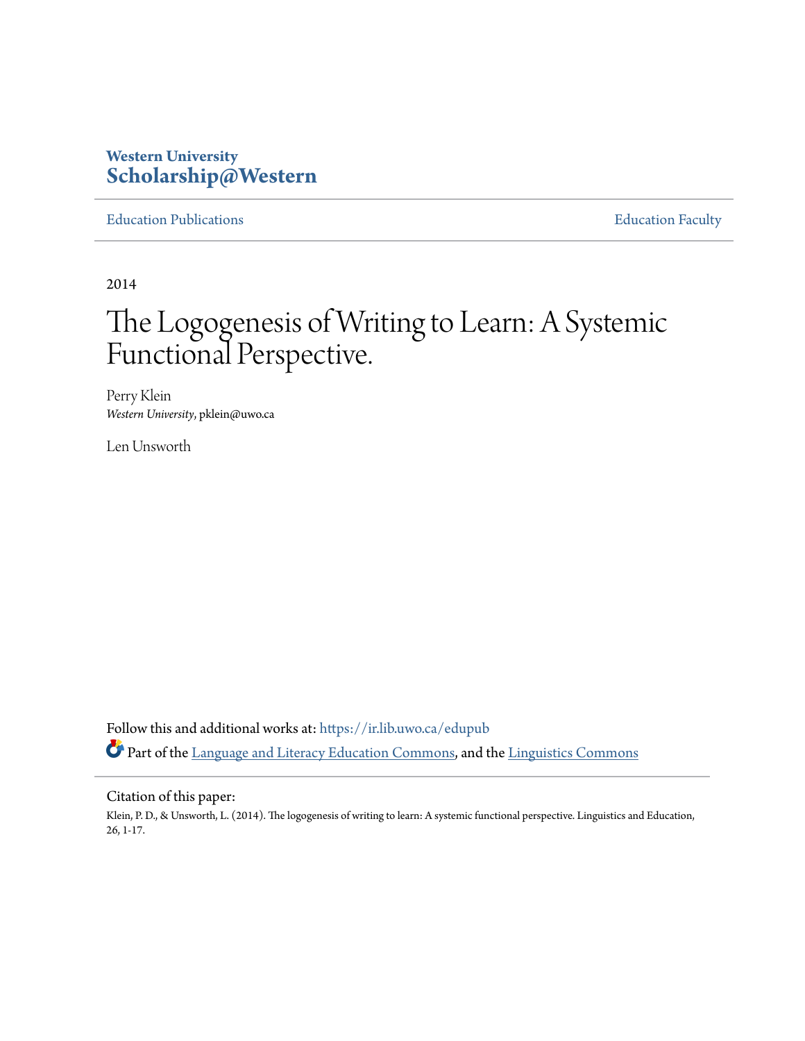Western University
**Scholarship@Western**

Education Publications | Education Faculty

2014

# The Logogenesis of Writing to Learn: A Systemic Functional Perspective.

Perry Klein
*Western University*, pklein@uwo.ca

Len Unsworth

Follow this and additional works at: https://ir.lib.uwo.ca/edupub

Part of the Language and Literacy Education Commons, and the Linguistics Commons

Citation of this paper:

Klein, P. D., & Unsworth, L. (2014). The logogenesis of writing to learn: A systemic functional perspective. Linguistics and Education, 26, 1-17.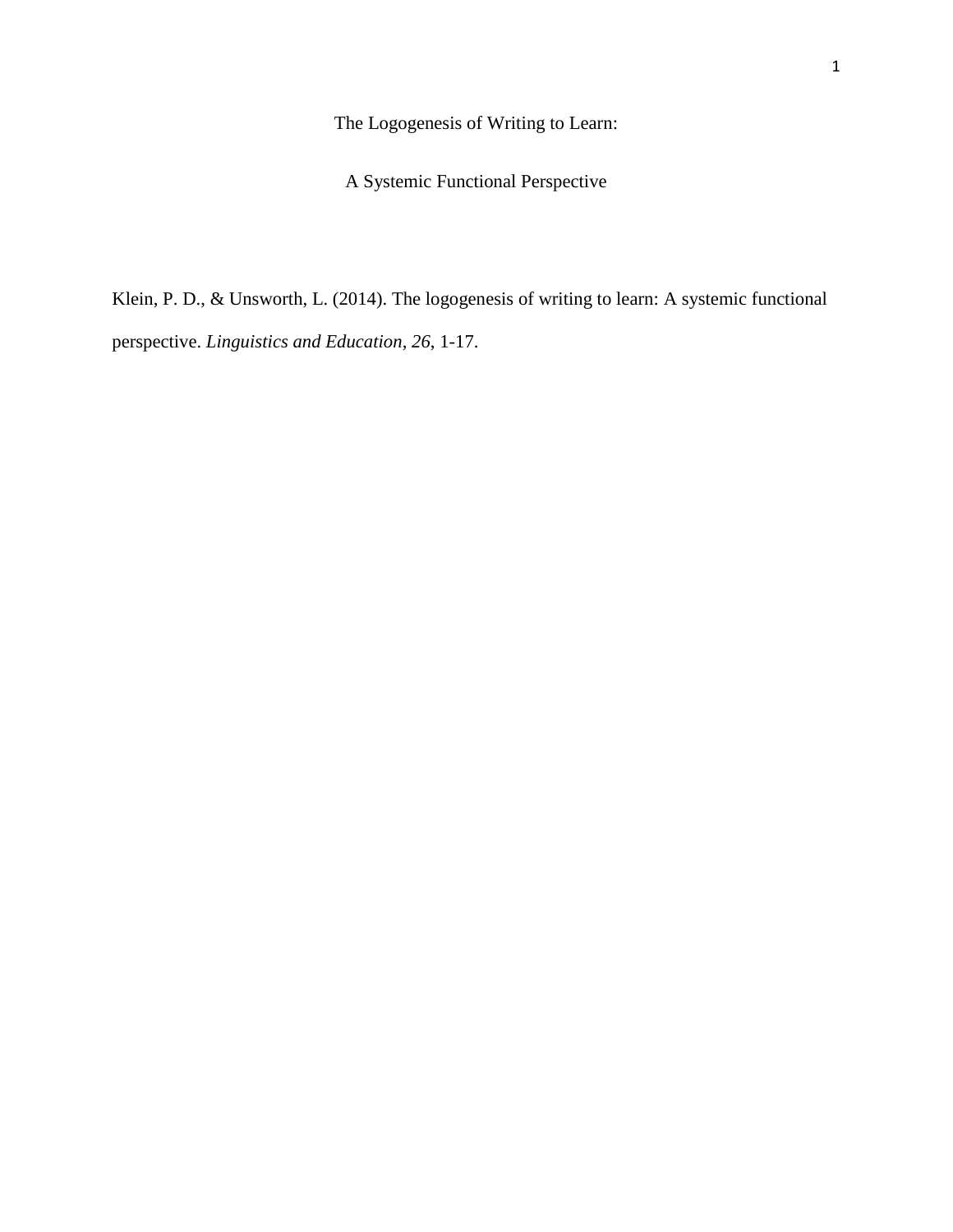# The Logogenesis of Writing to Learn:

# A Systemic Functional Perspective

Klein, P. D., & Unsworth, L. (2014). The logogenesis of writing to learn: A systemic functional perspective. *Linguistics and Education*, *26*, 1-17.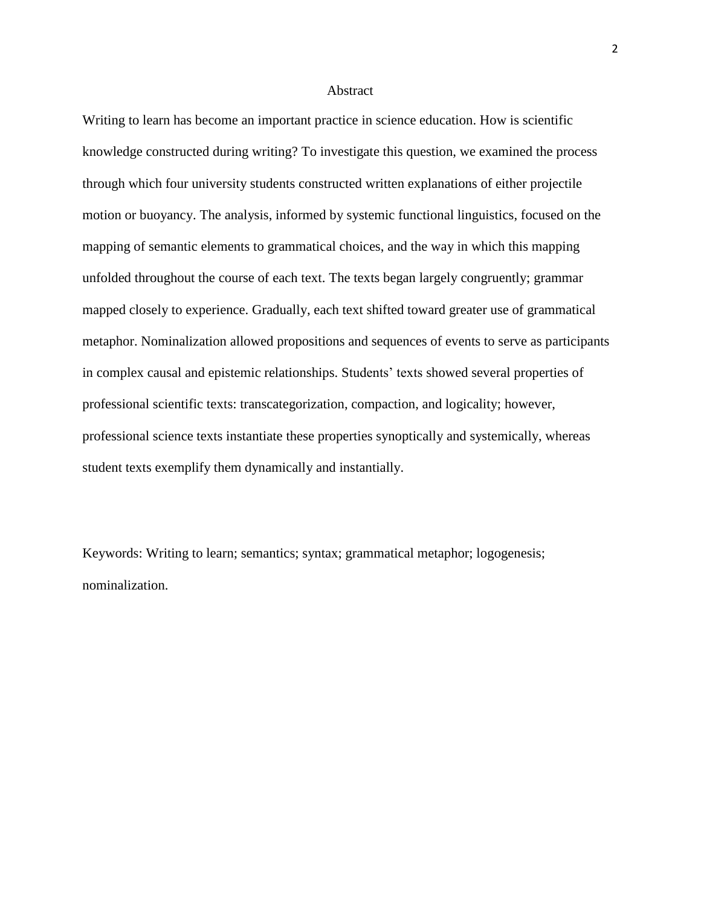# Abstract

Writing to learn has become an important practice in science education. How is scientific knowledge constructed during writing? To investigate this question, we examined the process through which four university students constructed written explanations of either projectile motion or buoyancy. The analysis, informed by systemic functional linguistics, focused on the mapping of semantic elements to grammatical choices, and the way in which this mapping unfolded throughout the course of each text. The texts began largely congruently; grammar mapped closely to experience. Gradually, each text shifted toward greater use of grammatical metaphor. Nominalization allowed propositions and sequences of events to serve as participants in complex causal and epistemic relationships. Students' texts showed several properties of professional scientific texts: transcategorization, compaction, and logicality; however, professional science texts instantiate these properties synoptically and systemically, whereas student texts exemplify them dynamically and instantially.

Keywords: Writing to learn; semantics; syntax; grammatical metaphor; logogenesis; nominalization.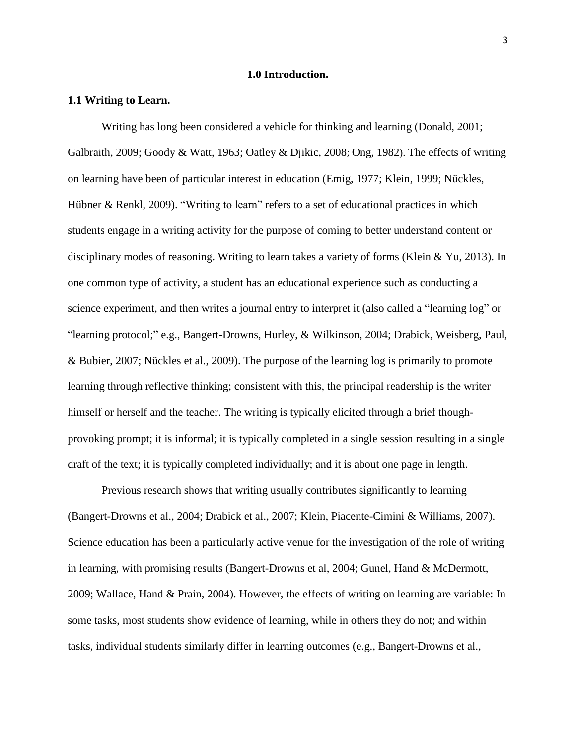# 1.0 Introduction.

## 1.1 Writing to Learn.

Writing has long been considered a vehicle for thinking and learning (Donald, 2001; Galbraith, 2009; Goody & Watt, 1963; Oatley & Djikic, 2008; Ong, 1982). The effects of writing on learning have been of particular interest in education (Emig, 1977; Klein, 1999; Nückles, Hübner & Renkl, 2009). "Writing to learn" refers to a set of educational practices in which students engage in a writing activity for the purpose of coming to better understand content or disciplinary modes of reasoning. Writing to learn takes a variety of forms (Klein & Yu, 2013). In one common type of activity, a student has an educational experience such as conducting a science experiment, and then writes a journal entry to interpret it (also called a "learning log" or "learning protocol;" e.g., Bangert-Drowns, Hurley, & Wilkinson, 2004; Drabick, Weisberg, Paul, & Bubier, 2007; Nückles et al., 2009). The purpose of the learning log is primarily to promote learning through reflective thinking; consistent with this, the principal readership is the writer himself or herself and the teacher. The writing is typically elicited through a brief though-provoking prompt; it is informal; it is typically completed in a single session resulting in a single draft of the text; it is typically completed individually; and it is about one page in length.

Previous research shows that writing usually contributes significantly to learning (Bangert-Drowns et al., 2004; Drabick et al., 2007; Klein, Piacente-Cimini & Williams, 2007). Science education has been a particularly active venue for the investigation of the role of writing in learning, with promising results (Bangert-Drowns et al, 2004; Gunel, Hand & McDermott, 2009; Wallace, Hand & Prain, 2004). However, the effects of writing on learning are variable: In some tasks, most students show evidence of learning, while in others they do not; and within tasks, individual students similarly differ in learning outcomes (e.g., Bangert-Drowns et al.,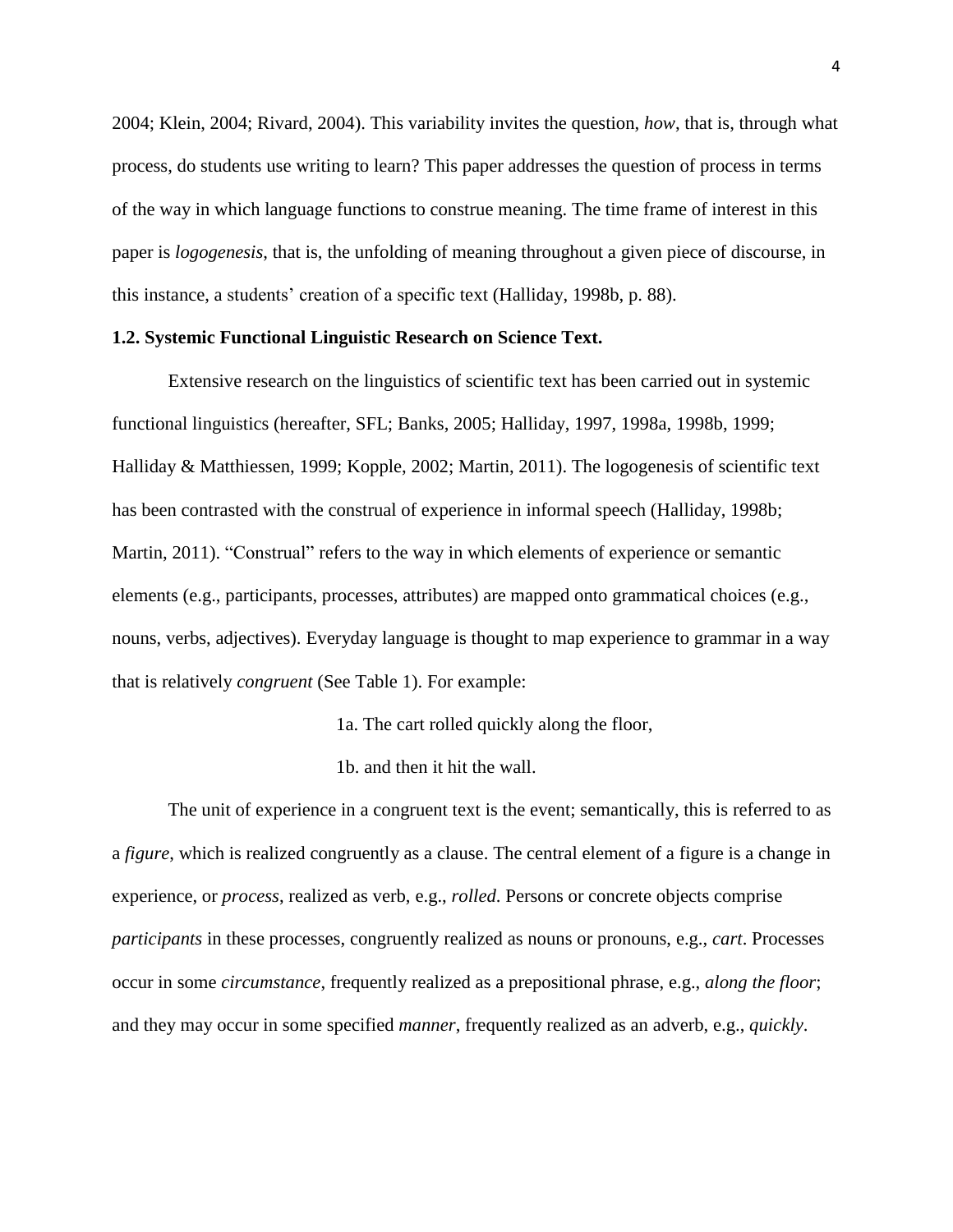2004; Klein, 2004; Rivard, 2004). This variability invites the question, *how*, that is, through what process, do students use writing to learn? This paper addresses the question of process in terms of the way in which language functions to construe meaning. The time frame of interest in this paper is *logogenesis*, that is, the unfolding of meaning throughout a given piece of discourse, in this instance, a students' creation of a specific text (Halliday, 1998b, p. 88).

### 1.2. Systemic Functional Linguistic Research on Science Text.

Extensive research on the linguistics of scientific text has been carried out in systemic functional linguistics (hereafter, SFL; Banks, 2005; Halliday, 1997, 1998a, 1998b, 1999; Halliday & Matthiessen, 1999; Kopple, 2002; Martin, 2011). The logogenesis of scientific text has been contrasted with the construal of experience in informal speech (Halliday, 1998b; Martin, 2011). "Construal" refers to the way in which elements of experience or semantic elements (e.g., participants, processes, attributes) are mapped onto grammatical choices (e.g., nouns, verbs, adjectives). Everyday language is thought to map experience to grammar in a way that is relatively *congruent* (See Table 1). For example:

1a. The cart rolled quickly along the floor,

1b. and then it hit the wall.

The unit of experience in a congruent text is the event; semantically, this is referred to as a *figure*, which is realized congruently as a clause. The central element of a figure is a change in experience, or *process*, realized as verb, e.g., *rolled*. Persons or concrete objects comprise *participants* in these processes, congruently realized as nouns or pronouns, e.g., *cart*. Processes occur in some *circumstance*, frequently realized as a prepositional phrase, e.g., *along the floor*; and they may occur in some specified *manner*, frequently realized as an adverb, e.g., *quickly*.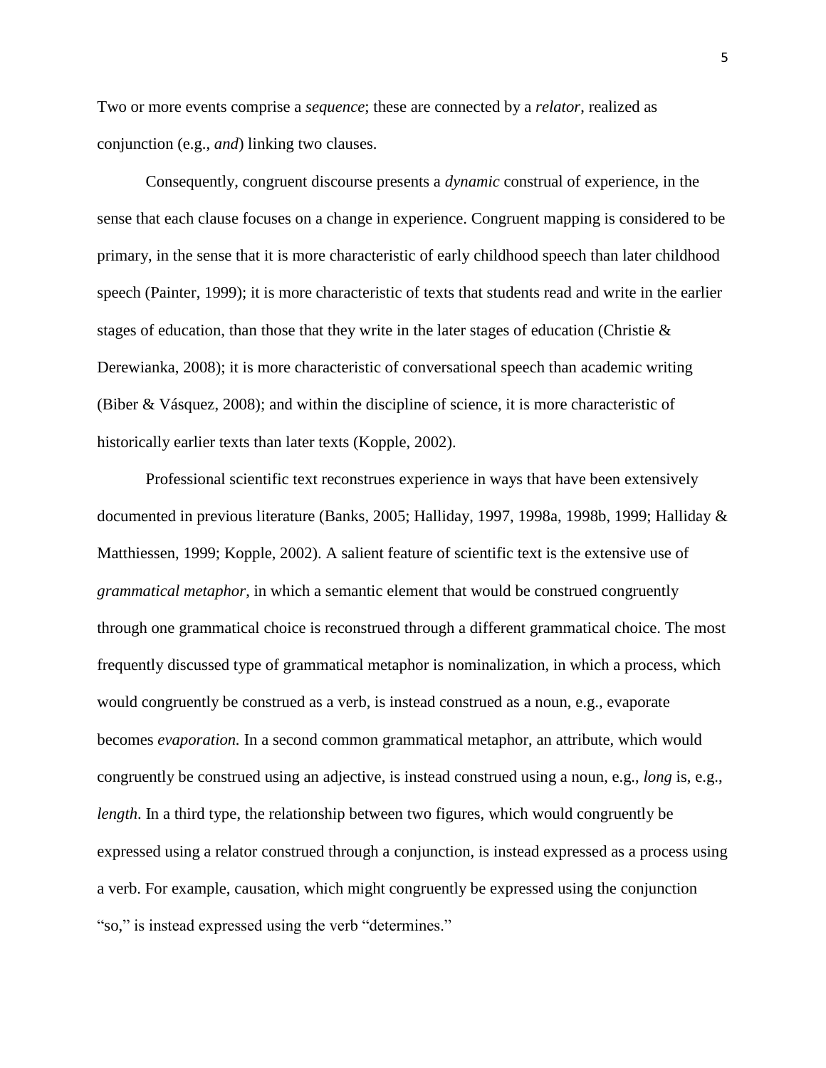Two or more events comprise a *sequence*; these are connected by a *relator*, realized as conjunction (e.g., *and*) linking two clauses.

Consequently, congruent discourse presents a *dynamic* construal of experience, in the sense that each clause focuses on a change in experience. Congruent mapping is considered to be primary, in the sense that it is more characteristic of early childhood speech than later childhood speech (Painter, 1999); it is more characteristic of texts that students read and write in the earlier stages of education, than those that they write in the later stages of education (Christie & Derewianka, 2008); it is more characteristic of conversational speech than academic writing (Biber & Vásquez, 2008); and within the discipline of science, it is more characteristic of historically earlier texts than later texts (Kopple, 2002).

Professional scientific text reconstrues experience in ways that have been extensively documented in previous literature (Banks, 2005; Halliday, 1997, 1998a, 1998b, 1999; Halliday & Matthiessen, 1999; Kopple, 2002). A salient feature of scientific text is the extensive use of *grammatical metaphor*, in which a semantic element that would be construed congruently through one grammatical choice is reconstrued through a different grammatical choice. The most frequently discussed type of grammatical metaphor is nominalization, in which a process, which would congruently be construed as a verb, is instead construed as a noun, e.g., evaporate becomes *evaporation.* In a second common grammatical metaphor, an attribute, which would congruently be construed using an adjective, is instead construed using a noun, e.g., *long* is, e.g., *length*. In a third type, the relationship between two figures, which would congruently be expressed using a relator construed through a conjunction, is instead expressed as a process using a verb. For example, causation, which might congruently be expressed using the conjunction "so," is instead expressed using the verb "determines."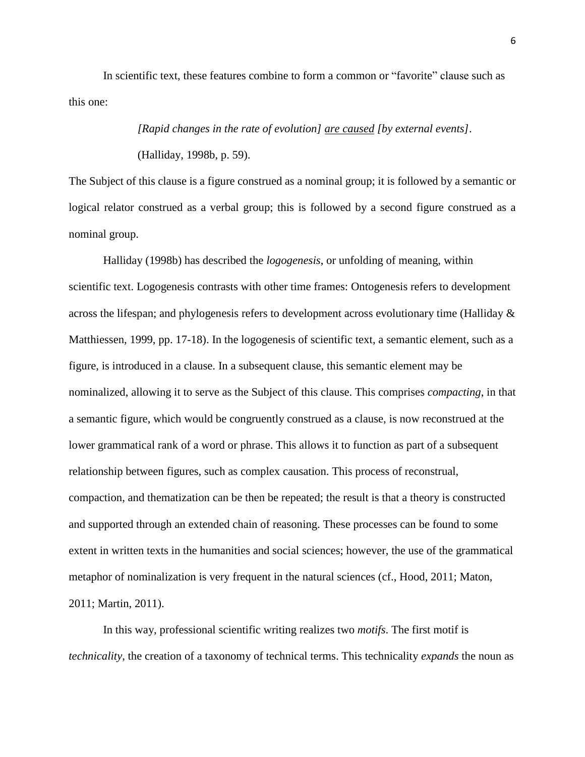In scientific text, these features combine to form a common or "favorite" clause such as this one:

> *[Rapid changes in the rate of evolution]* <u>*are caused*</u> *[by external events]*.
>
> (Halliday, 1998b, p. 59).

The Subject of this clause is a figure construed as a nominal group; it is followed by a semantic or logical relator construed as a verbal group; this is followed by a second figure construed as a nominal group.

Halliday (1998b) has described the *logogenesis*, or unfolding of meaning, within scientific text. Logogenesis contrasts with other time frames: Ontogenesis refers to development across the lifespan; and phylogenesis refers to development across evolutionary time (Halliday & Matthiessen, 1999, pp. 17-18). In the logogenesis of scientific text, a semantic element, such as a figure, is introduced in a clause. In a subsequent clause, this semantic element may be nominalized, allowing it to serve as the Subject of this clause. This comprises *compacting*, in that a semantic figure, which would be congruently construed as a clause, is now reconstrued at the lower grammatical rank of a word or phrase. This allows it to function as part of a subsequent relationship between figures, such as complex causation. This process of reconstrual, compaction, and thematization can be then be repeated; the result is that a theory is constructed and supported through an extended chain of reasoning. These processes can be found to some extent in written texts in the humanities and social sciences; however, the use of the grammatical metaphor of nominalization is very frequent in the natural sciences (cf., Hood, 2011; Maton, 2011; Martin, 2011).

In this way, professional scientific writing realizes two *motifs*. The first motif is *technicality*, the creation of a taxonomy of technical terms. This technicality *expands* the noun as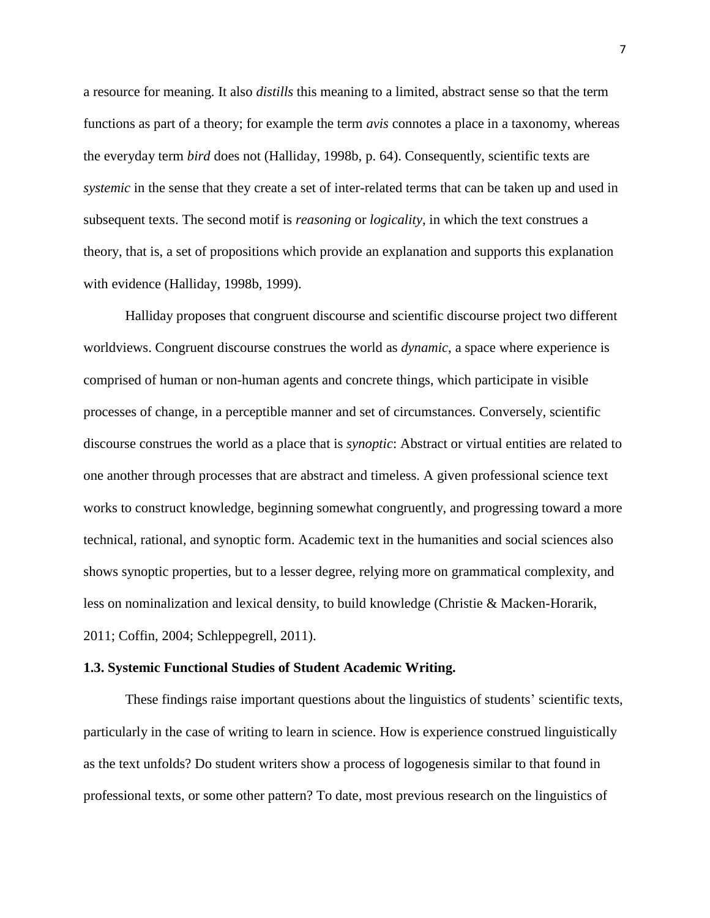a resource for meaning. It also *distills* this meaning to a limited, abstract sense so that the term functions as part of a theory; for example the term *avis* connotes a place in a taxonomy, whereas the everyday term *bird* does not (Halliday, 1998b, p. 64). Consequently, scientific texts are *systemic* in the sense that they create a set of inter-related terms that can be taken up and used in subsequent texts. The second motif is *reasoning* or *logicality*, in which the text construes a theory, that is, a set of propositions which provide an explanation and supports this explanation with evidence (Halliday, 1998b, 1999).

Halliday proposes that congruent discourse and scientific discourse project two different worldviews. Congruent discourse construes the world as *dynamic*, a space where experience is comprised of human or non-human agents and concrete things, which participate in visible processes of change, in a perceptible manner and set of circumstances. Conversely, scientific discourse construes the world as a place that is *synoptic*: Abstract or virtual entities are related to one another through processes that are abstract and timeless. A given professional science text works to construct knowledge, beginning somewhat congruently, and progressing toward a more technical, rational, and synoptic form. Academic text in the humanities and social sciences also shows synoptic properties, but to a lesser degree, relying more on grammatical complexity, and less on nominalization and lexical density, to build knowledge (Christie & Macken-Horarik, 2011; Coffin, 2004; Schleppegrell, 2011).

### 1.3. Systemic Functional Studies of Student Academic Writing.

These findings raise important questions about the linguistics of students' scientific texts, particularly in the case of writing to learn in science. How is experience construed linguistically as the text unfolds? Do student writers show a process of logogenesis similar to that found in professional texts, or some other pattern? To date, most previous research on the linguistics of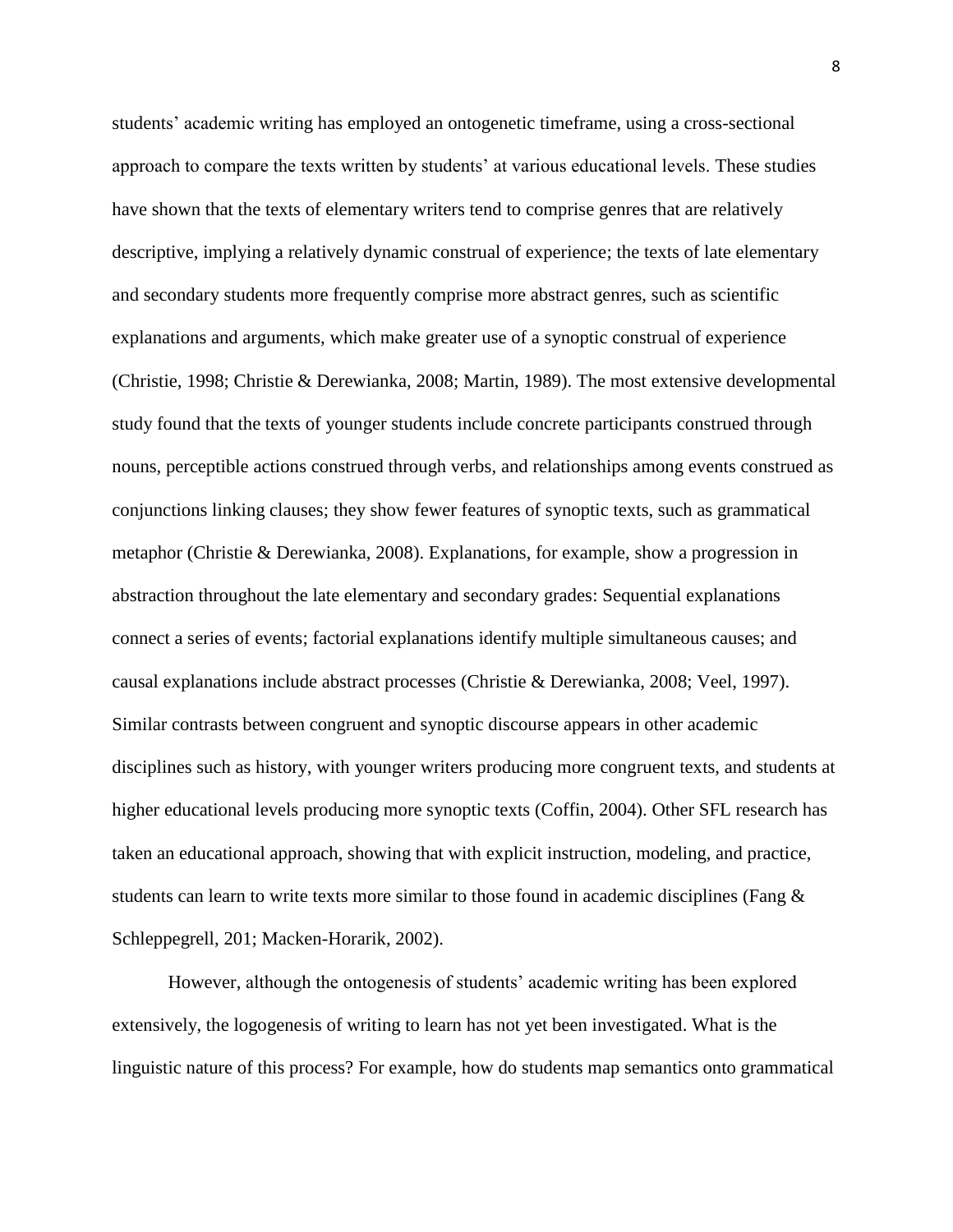students' academic writing has employed an ontogenetic timeframe, using a cross-sectional approach to compare the texts written by students' at various educational levels. These studies have shown that the texts of elementary writers tend to comprise genres that are relatively descriptive, implying a relatively dynamic construal of experience; the texts of late elementary and secondary students more frequently comprise more abstract genres, such as scientific explanations and arguments, which make greater use of a synoptic construal of experience (Christie, 1998; Christie & Derewianka, 2008; Martin, 1989). The most extensive developmental study found that the texts of younger students include concrete participants construed through nouns, perceptible actions construed through verbs, and relationships among events construed as conjunctions linking clauses; they show fewer features of synoptic texts, such as grammatical metaphor (Christie & Derewianka, 2008). Explanations, for example, show a progression in abstraction throughout the late elementary and secondary grades: Sequential explanations connect a series of events; factorial explanations identify multiple simultaneous causes; and causal explanations include abstract processes (Christie & Derewianka, 2008; Veel, 1997). Similar contrasts between congruent and synoptic discourse appears in other academic disciplines such as history, with younger writers producing more congruent texts, and students at higher educational levels producing more synoptic texts (Coffin, 2004). Other SFL research has taken an educational approach, showing that with explicit instruction, modeling, and practice, students can learn to write texts more similar to those found in academic disciplines (Fang & Schleppegrell, 201; Macken-Horarik, 2002).

However, although the ontogenesis of students' academic writing has been explored extensively, the logogenesis of writing to learn has not yet been investigated. What is the linguistic nature of this process? For example, how do students map semantics onto grammatical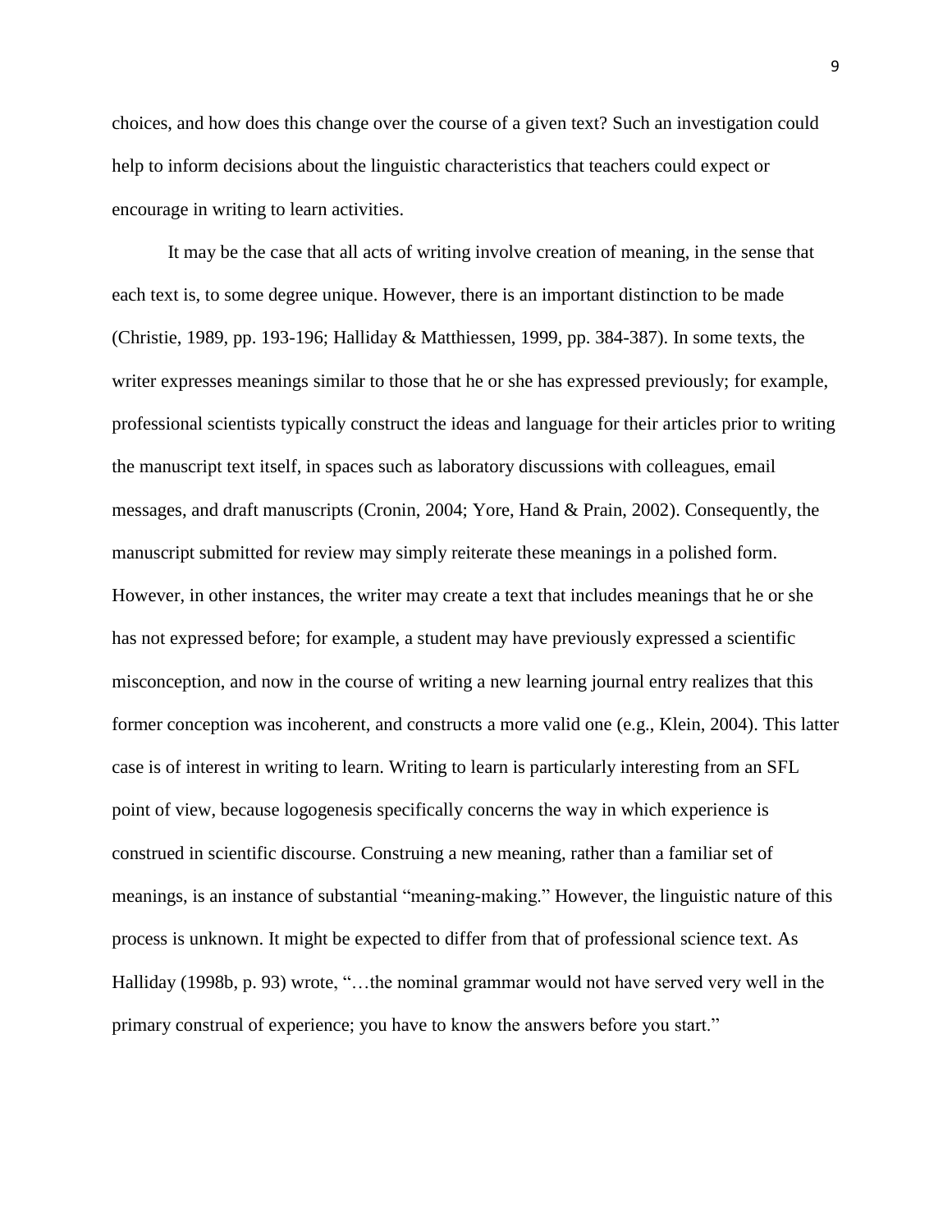choices, and how does this change over the course of a given text? Such an investigation could help to inform decisions about the linguistic characteristics that teachers could expect or encourage in writing to learn activities.

It may be the case that all acts of writing involve creation of meaning, in the sense that each text is, to some degree unique. However, there is an important distinction to be made (Christie, 1989, pp. 193-196; Halliday & Matthiessen, 1999, pp. 384-387). In some texts, the writer expresses meanings similar to those that he or she has expressed previously; for example, professional scientists typically construct the ideas and language for their articles prior to writing the manuscript text itself, in spaces such as laboratory discussions with colleagues, email messages, and draft manuscripts (Cronin, 2004; Yore, Hand & Prain, 2002). Consequently, the manuscript submitted for review may simply reiterate these meanings in a polished form. However, in other instances, the writer may create a text that includes meanings that he or she has not expressed before; for example, a student may have previously expressed a scientific misconception, and now in the course of writing a new learning journal entry realizes that this former conception was incoherent, and constructs a more valid one (e.g., Klein, 2004). This latter case is of interest in writing to learn. Writing to learn is particularly interesting from an SFL point of view, because logogenesis specifically concerns the way in which experience is construed in scientific discourse. Construing a new meaning, rather than a familiar set of meanings, is an instance of substantial "meaning-making." However, the linguistic nature of this process is unknown. It might be expected to differ from that of professional science text. As Halliday (1998b, p. 93) wrote, "…the nominal grammar would not have served very well in the primary construal of experience; you have to know the answers before you start."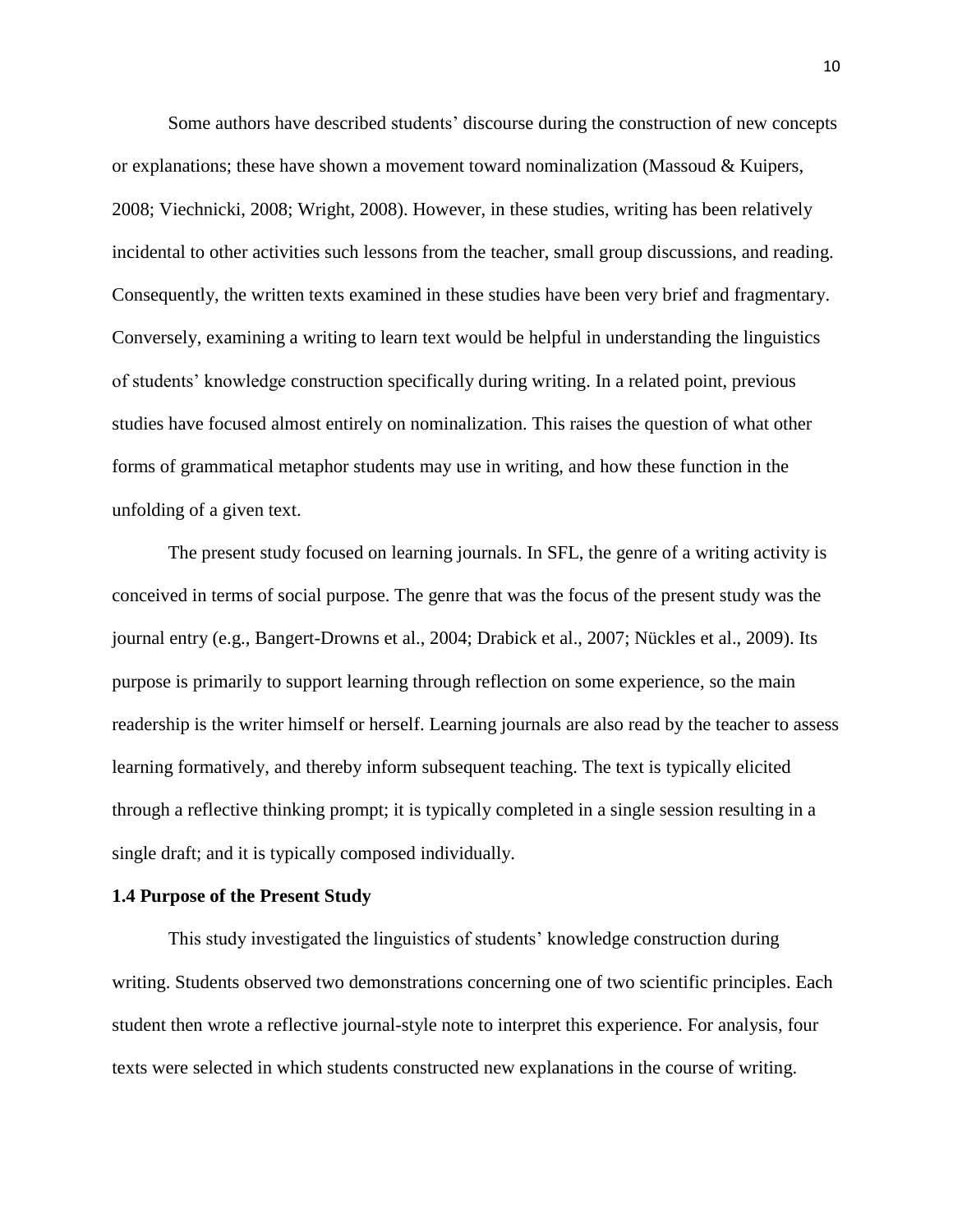Some authors have described students' discourse during the construction of new concepts or explanations; these have shown a movement toward nominalization (Massoud & Kuipers, 2008; Viechnicki, 2008; Wright, 2008). However, in these studies, writing has been relatively incidental to other activities such lessons from the teacher, small group discussions, and reading. Consequently, the written texts examined in these studies have been very brief and fragmentary. Conversely, examining a writing to learn text would be helpful in understanding the linguistics of students' knowledge construction specifically during writing. In a related point, previous studies have focused almost entirely on nominalization. This raises the question of what other forms of grammatical metaphor students may use in writing, and how these function in the unfolding of a given text.

The present study focused on learning journals. In SFL, the genre of a writing activity is conceived in terms of social purpose. The genre that was the focus of the present study was the journal entry (e.g., Bangert-Drowns et al., 2004; Drabick et al., 2007; Nückles et al., 2009). Its purpose is primarily to support learning through reflection on some experience, so the main readership is the writer himself or herself. Learning journals are also read by the teacher to assess learning formatively, and thereby inform subsequent teaching. The text is typically elicited through a reflective thinking prompt; it is typically completed in a single session resulting in a single draft; and it is typically composed individually.

### 1.4 Purpose of the Present Study

This study investigated the linguistics of students' knowledge construction during writing. Students observed two demonstrations concerning one of two scientific principles. Each student then wrote a reflective journal-style note to interpret this experience. For analysis, four texts were selected in which students constructed new explanations in the course of writing.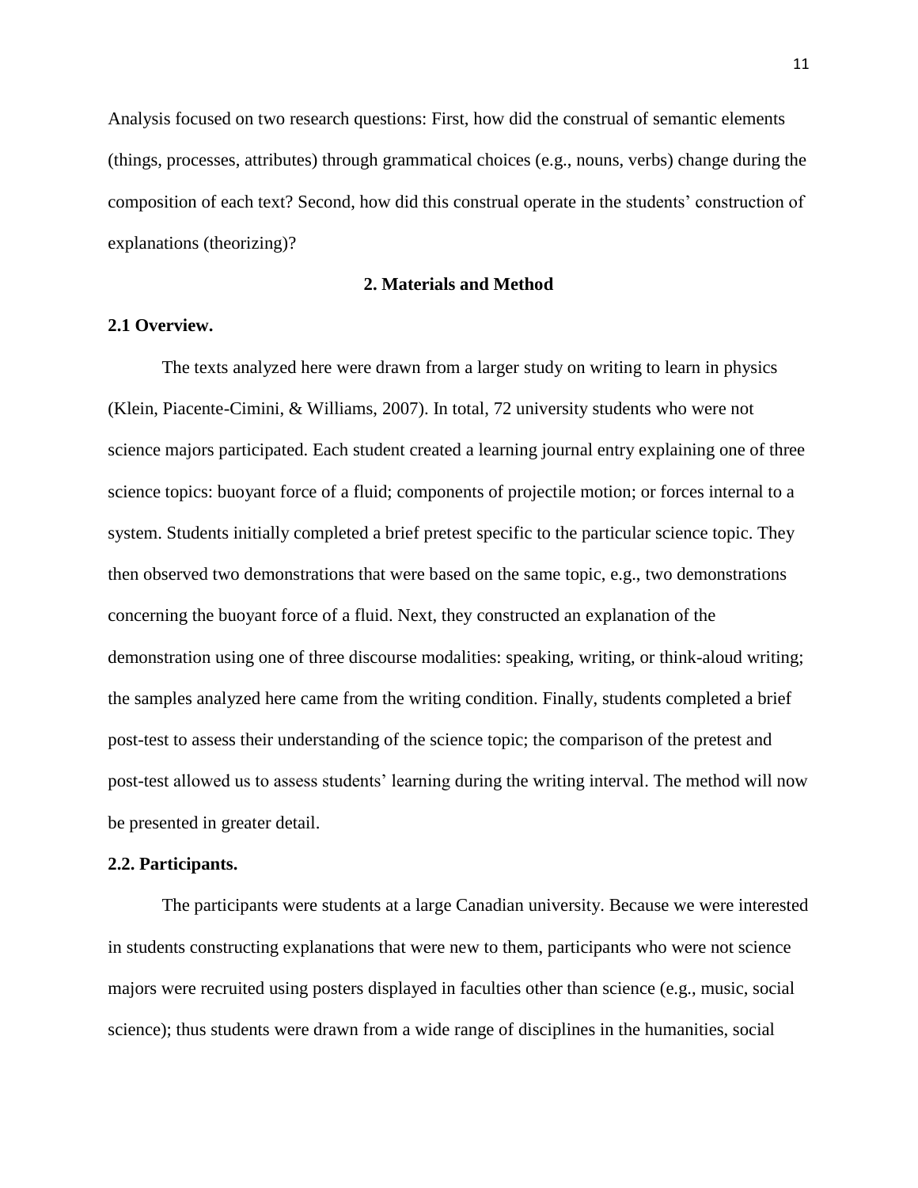Analysis focused on two research questions: First, how did the construal of semantic elements (things, processes, attributes) through grammatical choices (e.g., nouns, verbs) change during the composition of each text? Second, how did this construal operate in the students' construction of explanations (theorizing)?

## 2. Materials and Method

### 2.1 Overview.

The texts analyzed here were drawn from a larger study on writing to learn in physics (Klein, Piacente-Cimini, & Williams, 2007). In total, 72 university students who were not science majors participated. Each student created a learning journal entry explaining one of three science topics: buoyant force of a fluid; components of projectile motion; or forces internal to a system. Students initially completed a brief pretest specific to the particular science topic. They then observed two demonstrations that were based on the same topic, e.g., two demonstrations concerning the buoyant force of a fluid. Next, they constructed an explanation of the demonstration using one of three discourse modalities: speaking, writing, or think-aloud writing; the samples analyzed here came from the writing condition. Finally, students completed a brief post-test to assess their understanding of the science topic; the comparison of the pretest and post-test allowed us to assess students' learning during the writing interval. The method will now be presented in greater detail.

### 2.2. Participants.

The participants were students at a large Canadian university. Because we were interested in students constructing explanations that were new to them, participants who were not science majors were recruited using posters displayed in faculties other than science (e.g., music, social science); thus students were drawn from a wide range of disciplines in the humanities, social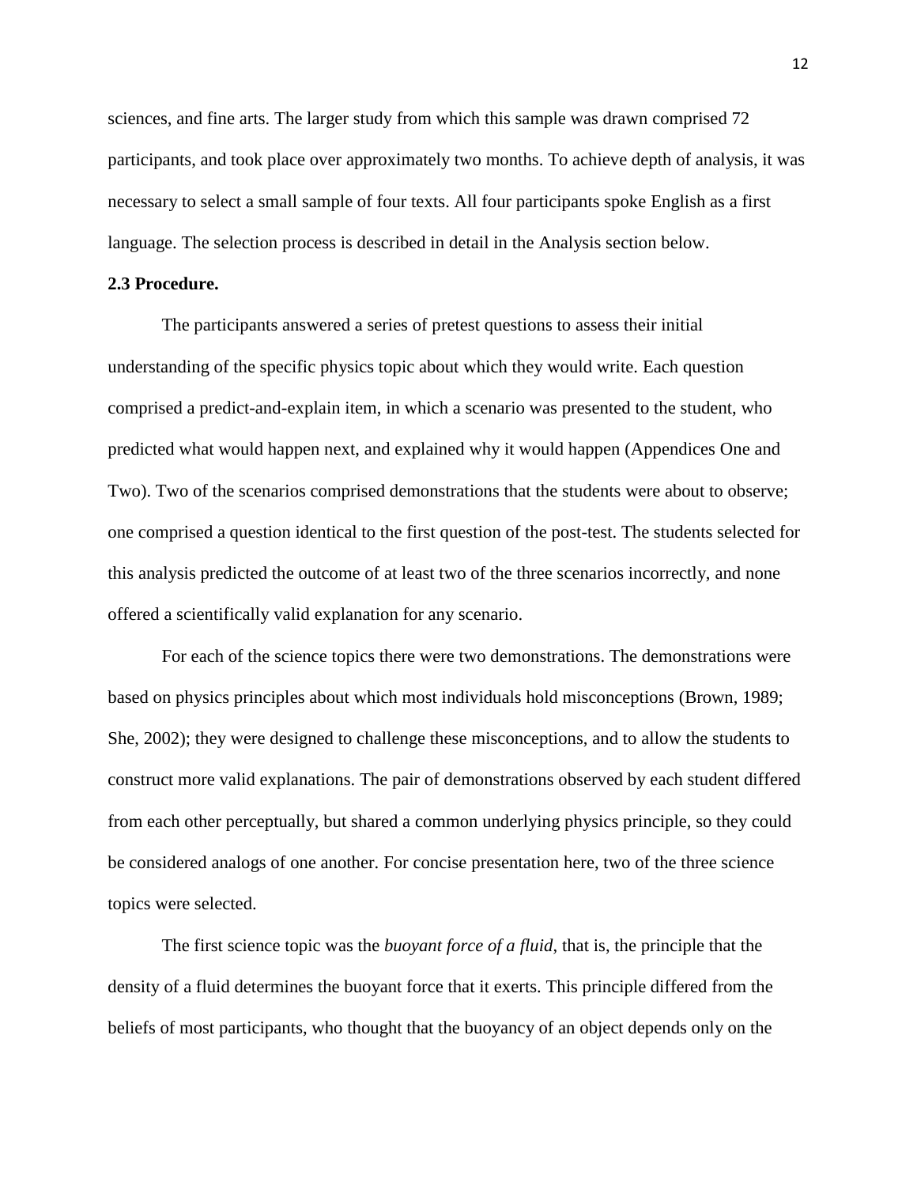sciences, and fine arts. The larger study from which this sample was drawn comprised 72 participants, and took place over approximately two months. To achieve depth of analysis, it was necessary to select a small sample of four texts. All four participants spoke English as a first language. The selection process is described in detail in the Analysis section below.

**2.3 Procedure.**

The participants answered a series of pretest questions to assess their initial understanding of the specific physics topic about which they would write. Each question comprised a predict-and-explain item, in which a scenario was presented to the student, who predicted what would happen next, and explained why it would happen (Appendices One and Two). Two of the scenarios comprised demonstrations that the students were about to observe; one comprised a question identical to the first question of the post-test. The students selected for this analysis predicted the outcome of at least two of the three scenarios incorrectly, and none offered a scientifically valid explanation for any scenario.

For each of the science topics there were two demonstrations. The demonstrations were based on physics principles about which most individuals hold misconceptions (Brown, 1989; She, 2002); they were designed to challenge these misconceptions, and to allow the students to construct more valid explanations. The pair of demonstrations observed by each student differed from each other perceptually, but shared a common underlying physics principle, so they could be considered analogs of one another. For concise presentation here, two of the three science topics were selected.

The first science topic was the *buoyant force of a fluid*, that is, the principle that the density of a fluid determines the buoyant force that it exerts. This principle differed from the beliefs of most participants, who thought that the buoyancy of an object depends only on the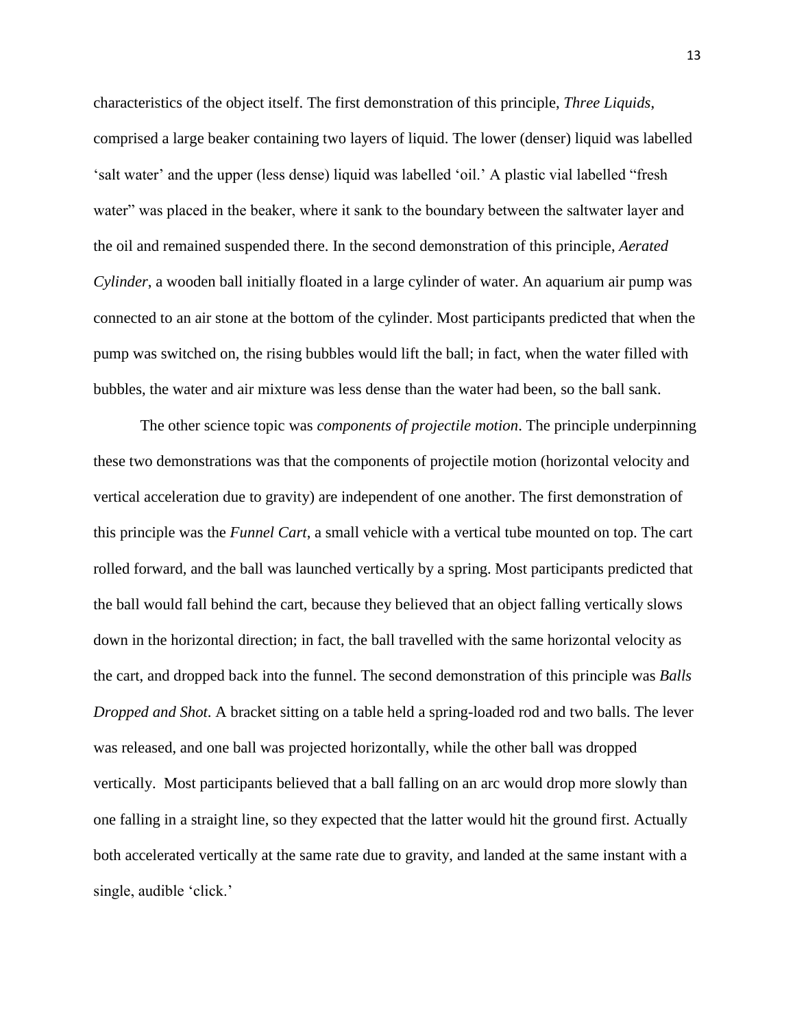characteristics of the object itself. The first demonstration of this principle, *Three Liquids*, comprised a large beaker containing two layers of liquid. The lower (denser) liquid was labelled 'salt water' and the upper (less dense) liquid was labelled 'oil.' A plastic vial labelled "fresh water" was placed in the beaker, where it sank to the boundary between the saltwater layer and the oil and remained suspended there. In the second demonstration of this principle, *Aerated Cylinder*, a wooden ball initially floated in a large cylinder of water. An aquarium air pump was connected to an air stone at the bottom of the cylinder. Most participants predicted that when the pump was switched on, the rising bubbles would lift the ball; in fact, when the water filled with bubbles, the water and air mixture was less dense than the water had been, so the ball sank.

The other science topic was *components of projectile motion*. The principle underpinning these two demonstrations was that the components of projectile motion (horizontal velocity and vertical acceleration due to gravity) are independent of one another. The first demonstration of this principle was the *Funnel Cart*, a small vehicle with a vertical tube mounted on top. The cart rolled forward, and the ball was launched vertically by a spring. Most participants predicted that the ball would fall behind the cart, because they believed that an object falling vertically slows down in the horizontal direction; in fact, the ball travelled with the same horizontal velocity as the cart, and dropped back into the funnel. The second demonstration of this principle was *Balls Dropped and Shot*. A bracket sitting on a table held a spring-loaded rod and two balls. The lever was released, and one ball was projected horizontally, while the other ball was dropped vertically. Most participants believed that a ball falling on an arc would drop more slowly than one falling in a straight line, so they expected that the latter would hit the ground first. Actually both accelerated vertically at the same rate due to gravity, and landed at the same instant with a single, audible 'click.'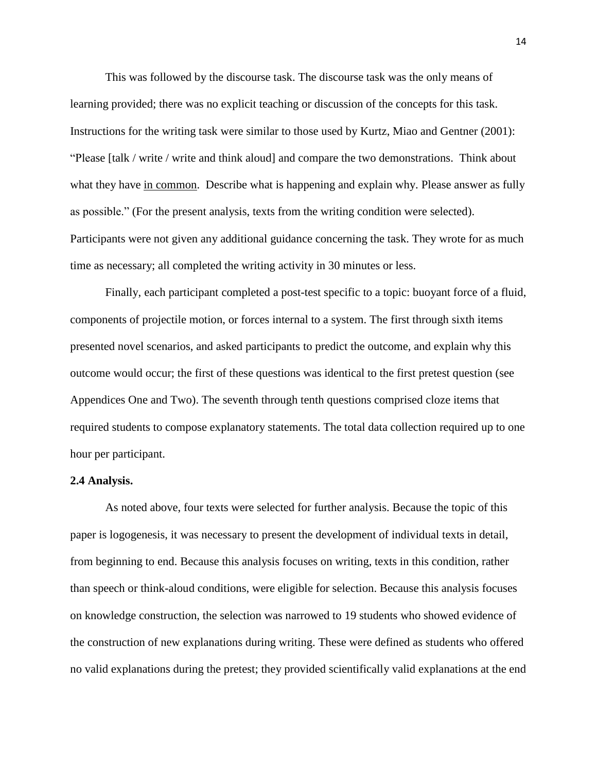This was followed by the discourse task. The discourse task was the only means of learning provided; there was no explicit teaching or discussion of the concepts for this task. Instructions for the writing task were similar to those used by Kurtz, Miao and Gentner (2001): "Please [talk / write / write and think aloud] and compare the two demonstrations.  Think about what they have <u>in common</u>.  Describe what is happening and explain why. Please answer as fully as possible." (For the present analysis, texts from the writing condition were selected). Participants were not given any additional guidance concerning the task. They wrote for as much time as necessary; all completed the writing activity in 30 minutes or less.

Finally, each participant completed a post-test specific to a topic: buoyant force of a fluid, components of projectile motion, or forces internal to a system. The first through sixth items presented novel scenarios, and asked participants to predict the outcome, and explain why this outcome would occur; the first of these questions was identical to the first pretest question (see Appendices One and Two). The seventh through tenth questions comprised cloze items that required students to compose explanatory statements. The total data collection required up to one hour per participant.

**2.4 Analysis.**

As noted above, four texts were selected for further analysis. Because the topic of this paper is logogenesis, it was necessary to present the development of individual texts in detail, from beginning to end. Because this analysis focuses on writing, texts in this condition, rather than speech or think-aloud conditions, were eligible for selection. Because this analysis focuses on knowledge construction, the selection was narrowed to 19 students who showed evidence of the construction of new explanations during writing. These were defined as students who offered no valid explanations during the pretest; they provided scientifically valid explanations at the end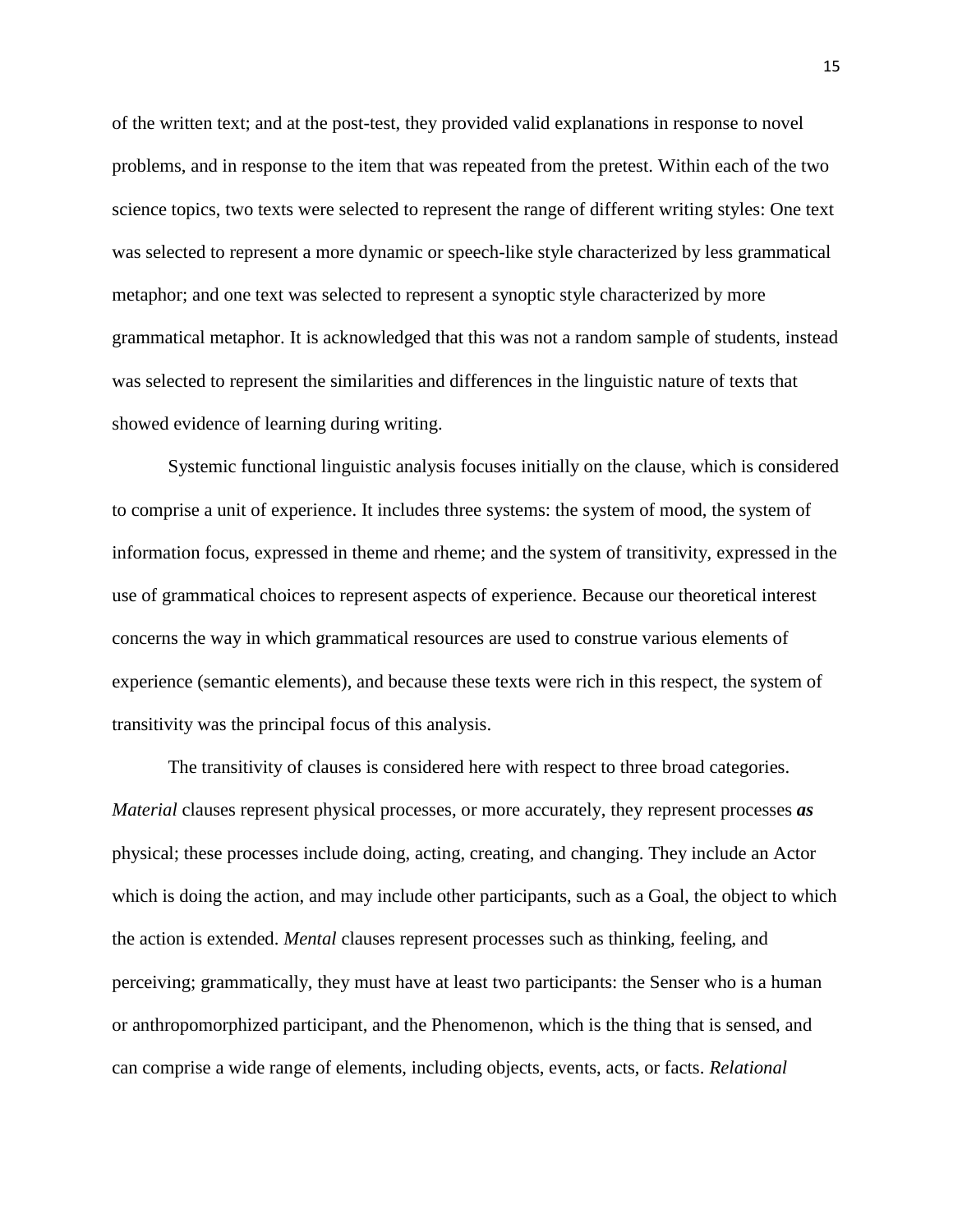of the written text; and at the post-test, they provided valid explanations in response to novel problems, and in response to the item that was repeated from the pretest. Within each of the two science topics, two texts were selected to represent the range of different writing styles: One text was selected to represent a more dynamic or speech-like style characterized by less grammatical metaphor; and one text was selected to represent a synoptic style characterized by more grammatical metaphor. It is acknowledged that this was not a random sample of students, instead was selected to represent the similarities and differences in the linguistic nature of texts that showed evidence of learning during writing.

Systemic functional linguistic analysis focuses initially on the clause, which is considered to comprise a unit of experience. It includes three systems: the system of mood, the system of information focus, expressed in theme and rheme; and the system of transitivity, expressed in the use of grammatical choices to represent aspects of experience. Because our theoretical interest concerns the way in which grammatical resources are used to construe various elements of experience (semantic elements), and because these texts were rich in this respect, the system of transitivity was the principal focus of this analysis.

The transitivity of clauses is considered here with respect to three broad categories. *Material* clauses represent physical processes, or more accurately, they represent processes ***as*** physical; these processes include doing, acting, creating, and changing. They include an Actor which is doing the action, and may include other participants, such as a Goal, the object to which the action is extended. *Mental* clauses represent processes such as thinking, feeling, and perceiving; grammatically, they must have at least two participants: the Senser who is a human or anthropomorphized participant, and the Phenomenon, which is the thing that is sensed, and can comprise a wide range of elements, including objects, events, acts, or facts. *Relational*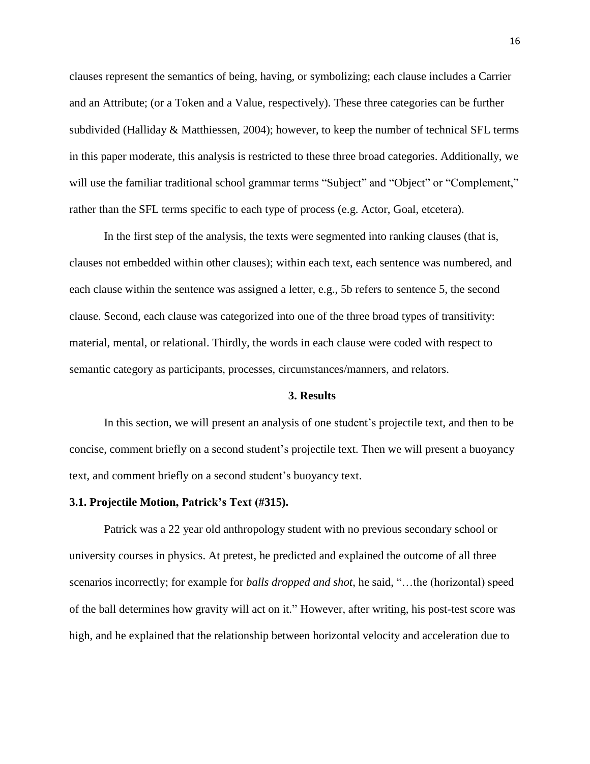clauses represent the semantics of being, having, or symbolizing; each clause includes a Carrier and an Attribute; (or a Token and a Value, respectively). These three categories can be further subdivided (Halliday & Matthiessen, 2004); however, to keep the number of technical SFL terms in this paper moderate, this analysis is restricted to these three broad categories. Additionally, we will use the familiar traditional school grammar terms "Subject" and "Object" or "Complement," rather than the SFL terms specific to each type of process (e.g. Actor, Goal, etcetera).

In the first step of the analysis, the texts were segmented into ranking clauses (that is, clauses not embedded within other clauses); within each text, each sentence was numbered, and each clause within the sentence was assigned a letter, e.g., 5b refers to sentence 5, the second clause. Second, each clause was categorized into one of the three broad types of transitivity: material, mental, or relational. Thirdly, the words in each clause were coded with respect to semantic category as participants, processes, circumstances/manners, and relators.

## 3. Results

In this section, we will present an analysis of one student's projectile text, and then to be concise, comment briefly on a second student's projectile text. Then we will present a buoyancy text, and comment briefly on a second student's buoyancy text.

### 3.1. Projectile Motion, Patrick's Text (#315).

Patrick was a 22 year old anthropology student with no previous secondary school or university courses in physics. At pretest, he predicted and explained the outcome of all three scenarios incorrectly; for example for *balls dropped and shot*, he said, "…the (horizontal) speed of the ball determines how gravity will act on it." However, after writing, his post-test score was high, and he explained that the relationship between horizontal velocity and acceleration due to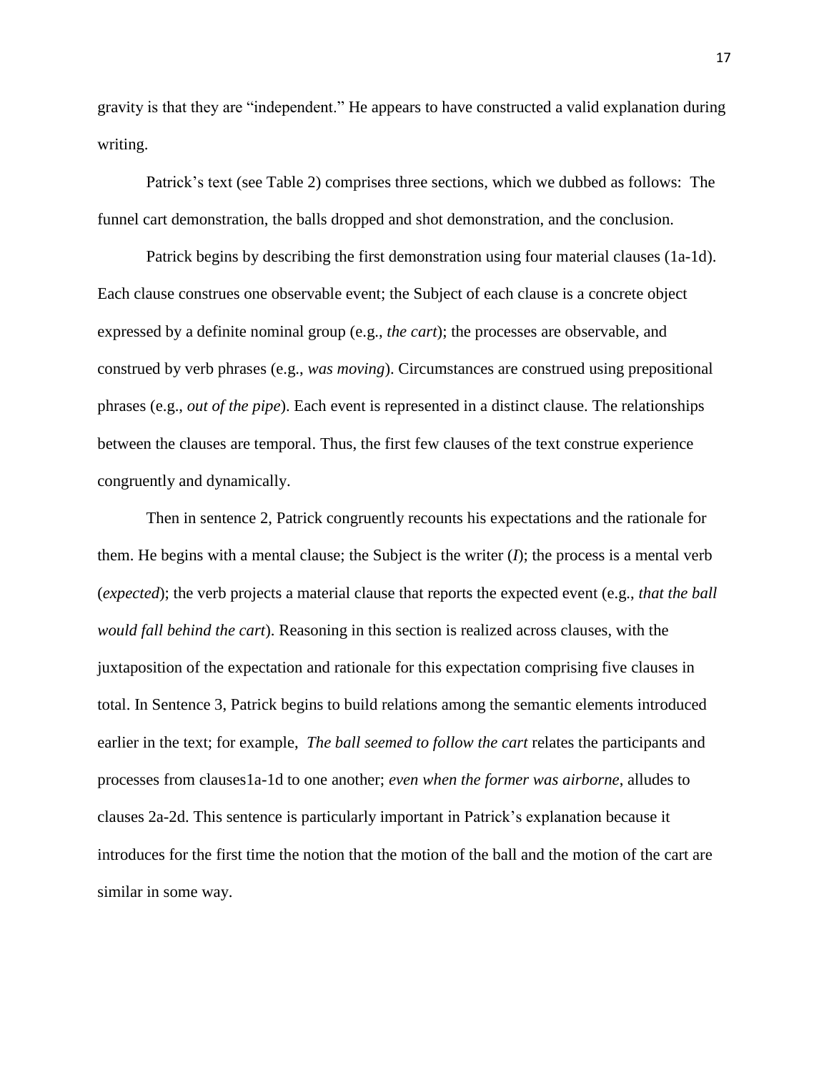gravity is that they are "independent." He appears to have constructed a valid explanation during writing.

Patrick's text (see Table 2) comprises three sections, which we dubbed as follows: The funnel cart demonstration, the balls dropped and shot demonstration, and the conclusion.

Patrick begins by describing the first demonstration using four material clauses (1a-1d). Each clause construes one observable event; the Subject of each clause is a concrete object expressed by a definite nominal group (e.g., *the cart*); the processes are observable, and construed by verb phrases (e.g., *was moving*). Circumstances are construed using prepositional phrases (e.g., *out of the pipe*). Each event is represented in a distinct clause. The relationships between the clauses are temporal. Thus, the first few clauses of the text construe experience congruently and dynamically.

Then in sentence 2, Patrick congruently recounts his expectations and the rationale for them. He begins with a mental clause; the Subject is the writer (*I*); the process is a mental verb (*expected*); the verb projects a material clause that reports the expected event (e.g., *that the ball would fall behind the cart*). Reasoning in this section is realized across clauses, with the juxtaposition of the expectation and rationale for this expectation comprising five clauses in total. In Sentence 3, Patrick begins to build relations among the semantic elements introduced earlier in the text; for example, *The ball seemed to follow the cart* relates the participants and processes from clauses1a-1d to one another; *even when the former was airborne*, alludes to clauses 2a-2d. This sentence is particularly important in Patrick's explanation because it introduces for the first time the notion that the motion of the ball and the motion of the cart are similar in some way.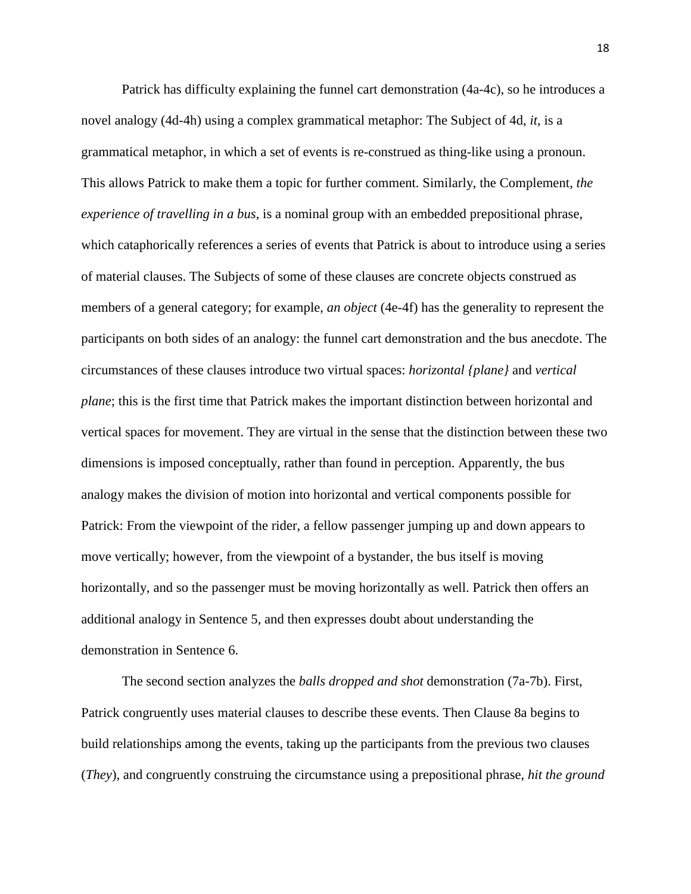Patrick has difficulty explaining the funnel cart demonstration (4a-4c), so he introduces a novel analogy (4d-4h) using a complex grammatical metaphor: The Subject of 4d, *it*, is a grammatical metaphor, in which a set of events is re-construed as thing-like using a pronoun. This allows Patrick to make them a topic for further comment. Similarly, the Complement, *the experience of travelling in a bus*, is a nominal group with an embedded prepositional phrase, which cataphorically references a series of events that Patrick is about to introduce using a series of material clauses. The Subjects of some of these clauses are concrete objects construed as members of a general category; for example, *an object* (4e-4f) has the generality to represent the participants on both sides of an analogy: the funnel cart demonstration and the bus anecdote. The circumstances of these clauses introduce two virtual spaces: *horizontal {plane}* and *vertical plane*; this is the first time that Patrick makes the important distinction between horizontal and vertical spaces for movement. They are virtual in the sense that the distinction between these two dimensions is imposed conceptually, rather than found in perception. Apparently, the bus analogy makes the division of motion into horizontal and vertical components possible for Patrick: From the viewpoint of the rider, a fellow passenger jumping up and down appears to move vertically; however, from the viewpoint of a bystander, the bus itself is moving horizontally, and so the passenger must be moving horizontally as well. Patrick then offers an additional analogy in Sentence 5, and then expresses doubt about understanding the demonstration in Sentence 6.

The second section analyzes the *balls dropped and shot* demonstration (7a-7b). First, Patrick congruently uses material clauses to describe these events. Then Clause 8a begins to build relationships among the events, taking up the participants from the previous two clauses (*They*), and congruently construing the circumstance using a prepositional phrase, *hit the ground*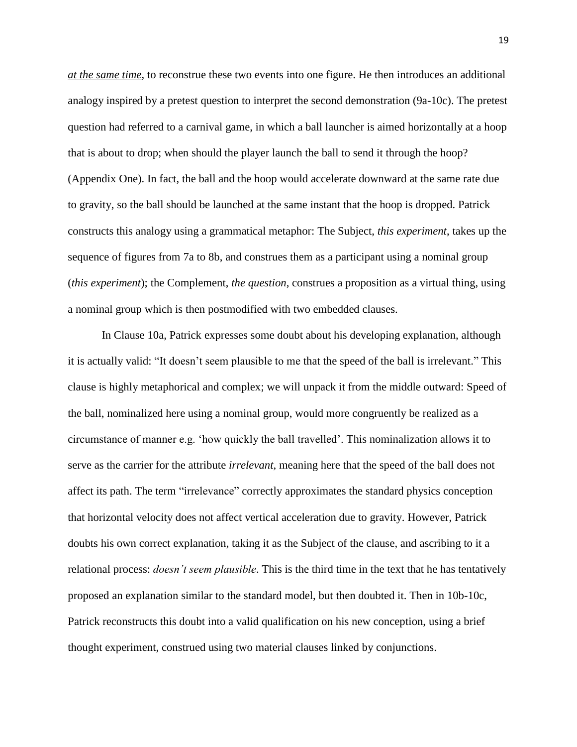*at the same time*, to reconstrue these two events into one figure. He then introduces an additional analogy inspired by a pretest question to interpret the second demonstration (9a-10c). The pretest question had referred to a carnival game, in which a ball launcher is aimed horizontally at a hoop that is about to drop; when should the player launch the ball to send it through the hoop? (Appendix One). In fact, the ball and the hoop would accelerate downward at the same rate due to gravity, so the ball should be launched at the same instant that the hoop is dropped. Patrick constructs this analogy using a grammatical metaphor: The Subject, *this experiment*, takes up the sequence of figures from 7a to 8b, and construes them as a participant using a nominal group (*this experiment*); the Complement, *the question*, construes a proposition as a virtual thing, using a nominal group which is then postmodified with two embedded clauses.

In Clause 10a, Patrick expresses some doubt about his developing explanation, although it is actually valid: "It doesn't seem plausible to me that the speed of the ball is irrelevant." This clause is highly metaphorical and complex; we will unpack it from the middle outward: Speed of the ball, nominalized here using a nominal group, would more congruently be realized as a circumstance of manner e.g. 'how quickly the ball travelled'. This nominalization allows it to serve as the carrier for the attribute *irrelevant*, meaning here that the speed of the ball does not affect its path. The term "irrelevance" correctly approximates the standard physics conception that horizontal velocity does not affect vertical acceleration due to gravity. However, Patrick doubts his own correct explanation, taking it as the Subject of the clause, and ascribing to it a relational process: *doesn't seem plausible*. This is the third time in the text that he has tentatively proposed an explanation similar to the standard model, but then doubted it. Then in 10b-10c, Patrick reconstructs this doubt into a valid qualification on his new conception, using a brief thought experiment, construed using two material clauses linked by conjunctions.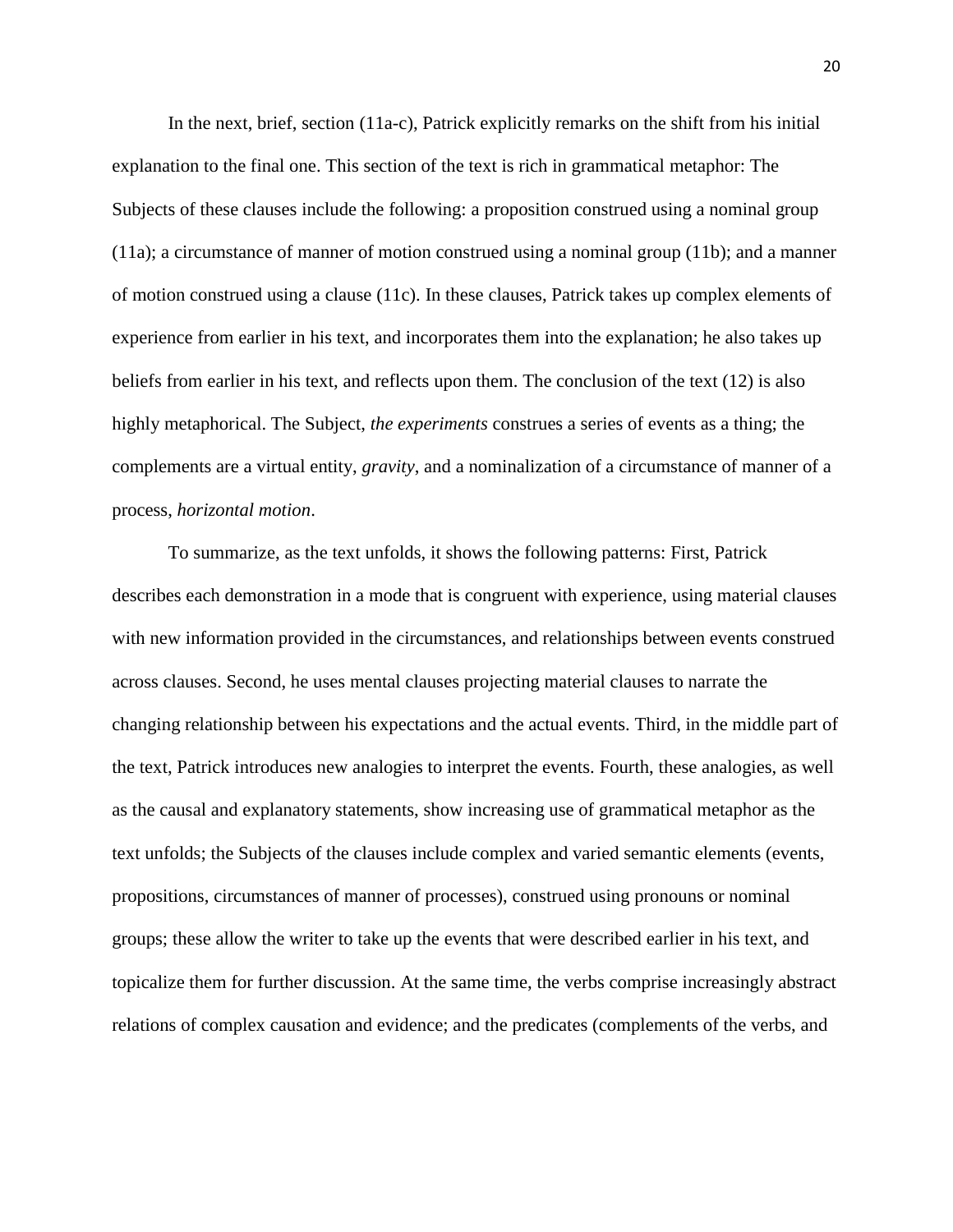In the next, brief, section (11a-c), Patrick explicitly remarks on the shift from his initial explanation to the final one. This section of the text is rich in grammatical metaphor: The Subjects of these clauses include the following: a proposition construed using a nominal group (11a); a circumstance of manner of motion construed using a nominal group (11b); and a manner of motion construed using a clause (11c). In these clauses, Patrick takes up complex elements of experience from earlier in his text, and incorporates them into the explanation; he also takes up beliefs from earlier in his text, and reflects upon them. The conclusion of the text (12) is also highly metaphorical. The Subject, *the experiments* construes a series of events as a thing; the complements are a virtual entity, *gravity*, and a nominalization of a circumstance of manner of a process, *horizontal motion*.

To summarize, as the text unfolds, it shows the following patterns: First, Patrick describes each demonstration in a mode that is congruent with experience, using material clauses with new information provided in the circumstances, and relationships between events construed across clauses. Second, he uses mental clauses projecting material clauses to narrate the changing relationship between his expectations and the actual events. Third, in the middle part of the text, Patrick introduces new analogies to interpret the events. Fourth, these analogies, as well as the causal and explanatory statements, show increasing use of grammatical metaphor as the text unfolds; the Subjects of the clauses include complex and varied semantic elements (events, propositions, circumstances of manner of processes), construed using pronouns or nominal groups; these allow the writer to take up the events that were described earlier in his text, and topicalize them for further discussion. At the same time, the verbs comprise increasingly abstract relations of complex causation and evidence; and the predicates (complements of the verbs, and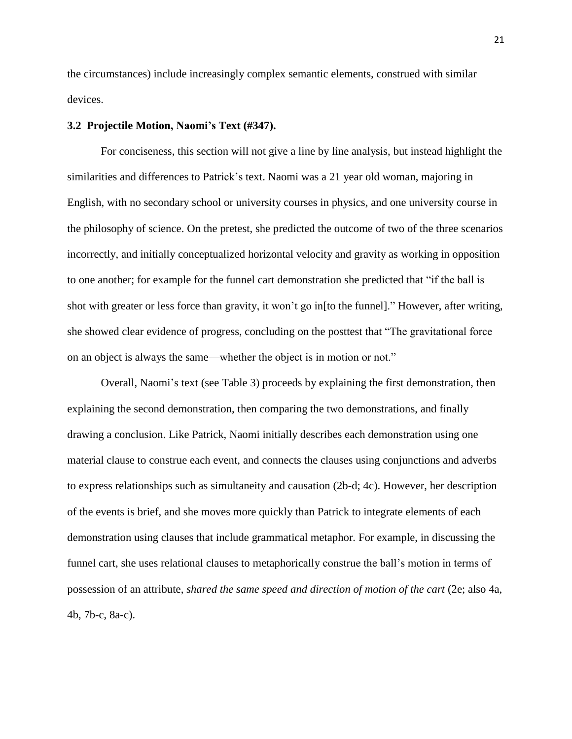the circumstances) include increasingly complex semantic elements, construed with similar devices.

### 3.2 Projectile Motion, Naomi's Text (#347).

For conciseness, this section will not give a line by line analysis, but instead highlight the similarities and differences to Patrick's text. Naomi was a 21 year old woman, majoring in English, with no secondary school or university courses in physics, and one university course in the philosophy of science. On the pretest, she predicted the outcome of two of the three scenarios incorrectly, and initially conceptualized horizontal velocity and gravity as working in opposition to one another; for example for the funnel cart demonstration she predicted that "if the ball is shot with greater or less force than gravity, it won't go in[to the funnel]." However, after writing, she showed clear evidence of progress, concluding on the posttest that "The gravitational force on an object is always the same—whether the object is in motion or not."

Overall, Naomi's text (see Table 3) proceeds by explaining the first demonstration, then explaining the second demonstration, then comparing the two demonstrations, and finally drawing a conclusion. Like Patrick, Naomi initially describes each demonstration using one material clause to construe each event, and connects the clauses using conjunctions and adverbs to express relationships such as simultaneity and causation (2b-d; 4c). However, her description of the events is brief, and she moves more quickly than Patrick to integrate elements of each demonstration using clauses that include grammatical metaphor. For example, in discussing the funnel cart, she uses relational clauses to metaphorically construe the ball's motion in terms of possession of an attribute, *shared the same speed and direction of motion of the cart* (2e; also 4a, 4b, 7b-c, 8a-c).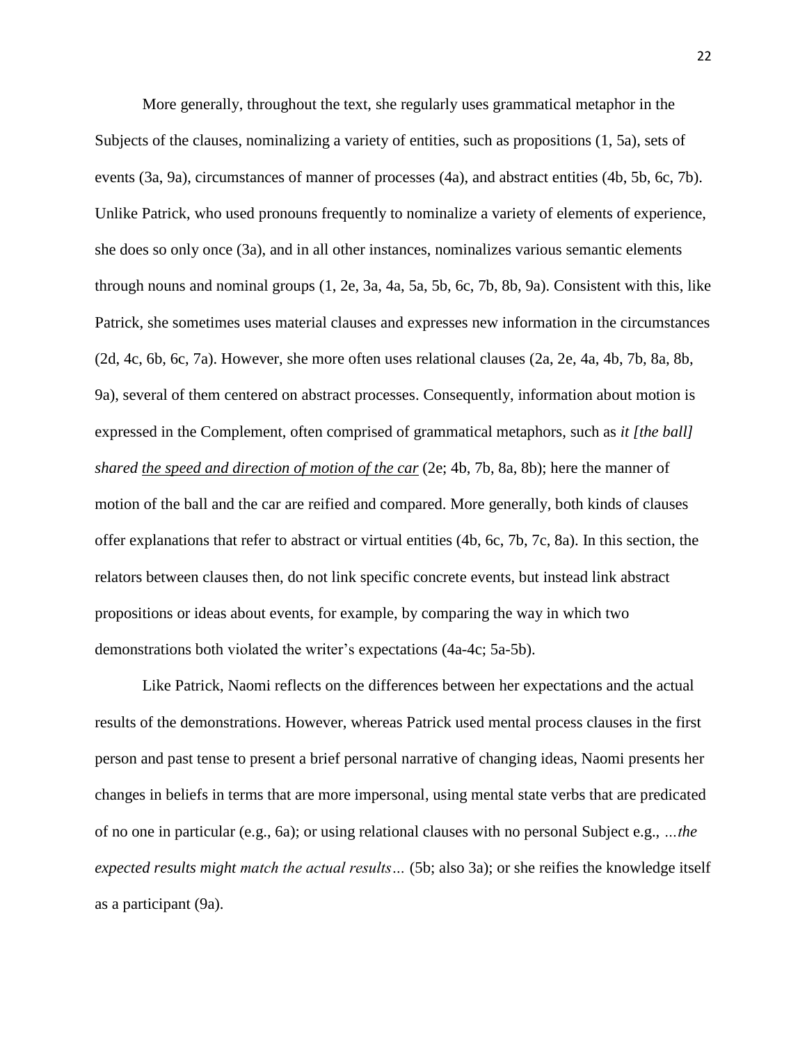More generally, throughout the text, she regularly uses grammatical metaphor in the Subjects of the clauses, nominalizing a variety of entities, such as propositions (1, 5a), sets of events (3a, 9a), circumstances of manner of processes (4a), and abstract entities (4b, 5b, 6c, 7b). Unlike Patrick, who used pronouns frequently to nominalize a variety of elements of experience, she does so only once (3a), and in all other instances, nominalizes various semantic elements through nouns and nominal groups (1, 2e, 3a, 4a, 5a, 5b, 6c, 7b, 8b, 9a). Consistent with this, like Patrick, she sometimes uses material clauses and expresses new information in the circumstances (2d, 4c, 6b, 6c, 7a). However, she more often uses relational clauses (2a, 2e, 4a, 4b, 7b, 8a, 8b, 9a), several of them centered on abstract processes. Consequently, information about motion is expressed in the Complement, often comprised of grammatical metaphors, such as *it [the ball] shared <u>the speed and direction of motion of the car</u>* (2e; 4b, 7b, 8a, 8b); here the manner of motion of the ball and the car are reified and compared. More generally, both kinds of clauses offer explanations that refer to abstract or virtual entities (4b, 6c, 7b, 7c, 8a). In this section, the relators between clauses then, do not link specific concrete events, but instead link abstract propositions or ideas about events, for example, by comparing the way in which two demonstrations both violated the writer's expectations (4a-4c; 5a-5b).

Like Patrick, Naomi reflects on the differences between her expectations and the actual results of the demonstrations. However, whereas Patrick used mental process clauses in the first person and past tense to present a brief personal narrative of changing ideas, Naomi presents her changes in beliefs in terms that are more impersonal, using mental state verbs that are predicated of no one in particular (e.g., 6a); or using relational clauses with no personal Subject e.g., *…the expected results might match the actual results…* (5b; also 3a); or she reifies the knowledge itself as a participant (9a).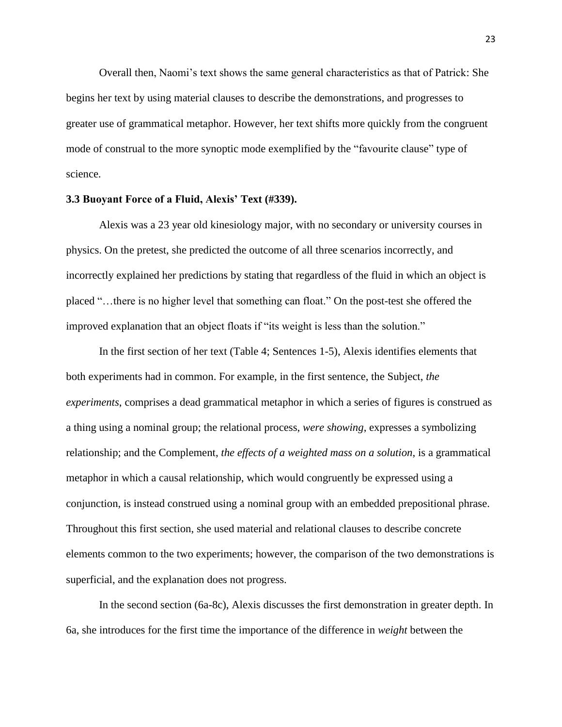Overall then, Naomi's text shows the same general characteristics as that of Patrick: She begins her text by using material clauses to describe the demonstrations, and progresses to greater use of grammatical metaphor. However, her text shifts more quickly from the congruent mode of construal to the more synoptic mode exemplified by the "favourite clause" type of science.

### 3.3 Buoyant Force of a Fluid, Alexis' Text (#339).

Alexis was a 23 year old kinesiology major, with no secondary or university courses in physics. On the pretest, she predicted the outcome of all three scenarios incorrectly, and incorrectly explained her predictions by stating that regardless of the fluid in which an object is placed "…there is no higher level that something can float." On the post-test she offered the improved explanation that an object floats if "its weight is less than the solution."

In the first section of her text (Table 4; Sentences 1-5), Alexis identifies elements that both experiments had in common. For example, in the first sentence, the Subject, *the experiments*, comprises a dead grammatical metaphor in which a series of figures is construed as a thing using a nominal group; the relational process, *were showing*, expresses a symbolizing relationship; and the Complement, *the effects of a weighted mass on a solution*, is a grammatical metaphor in which a causal relationship, which would congruently be expressed using a conjunction, is instead construed using a nominal group with an embedded prepositional phrase. Throughout this first section, she used material and relational clauses to describe concrete elements common to the two experiments; however, the comparison of the two demonstrations is superficial, and the explanation does not progress.

In the second section (6a-8c), Alexis discusses the first demonstration in greater depth. In 6a, she introduces for the first time the importance of the difference in *weight* between the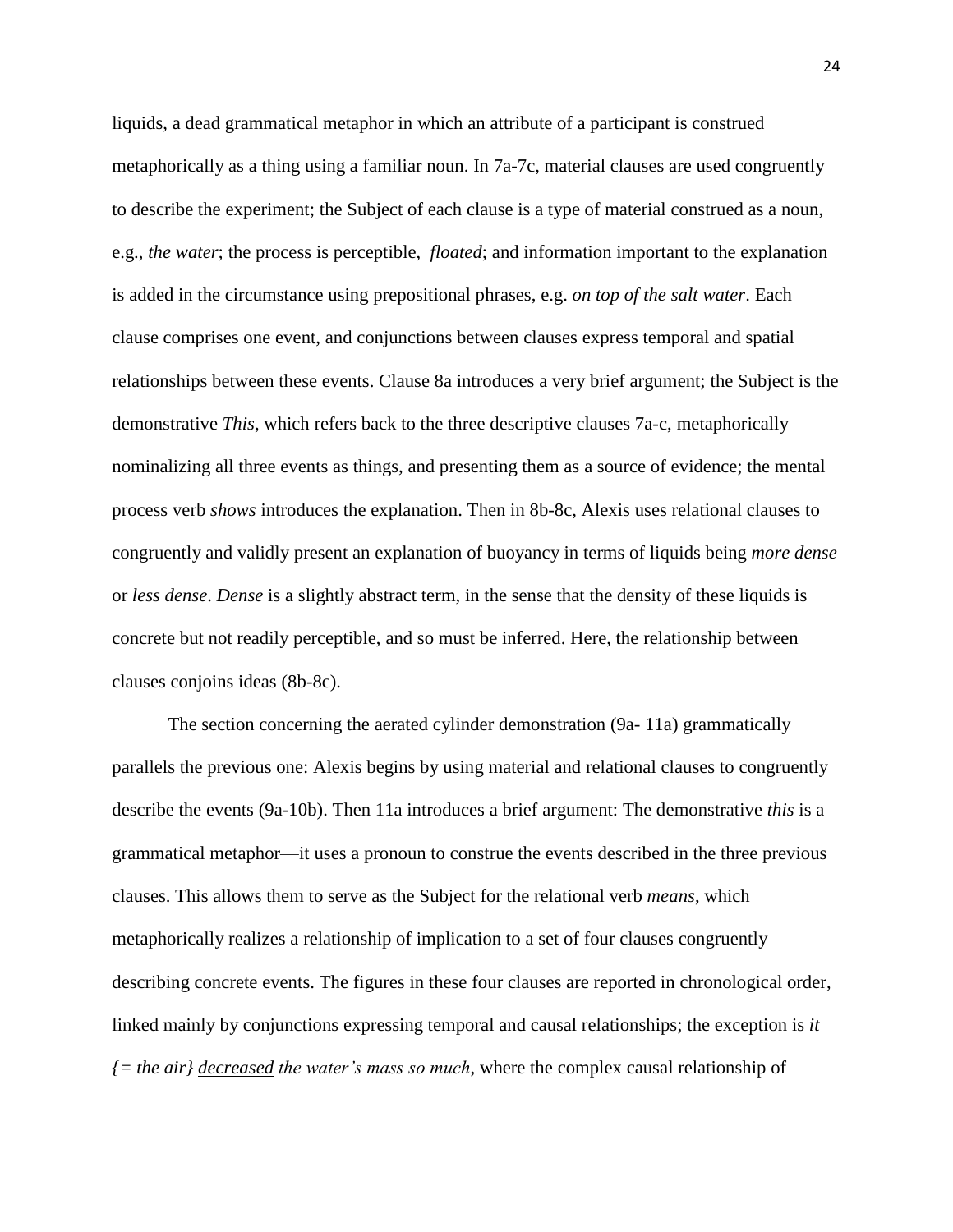liquids, a dead grammatical metaphor in which an attribute of a participant is construed metaphorically as a thing using a familiar noun. In 7a-7c, material clauses are used congruently to describe the experiment; the Subject of each clause is a type of material construed as a noun, e.g., *the water*; the process is perceptible, *floated*; and information important to the explanation is added in the circumstance using prepositional phrases, e.g. *on top of the salt water*. Each clause comprises one event, and conjunctions between clauses express temporal and spatial relationships between these events. Clause 8a introduces a very brief argument; the Subject is the demonstrative *This*, which refers back to the three descriptive clauses 7a-c, metaphorically nominalizing all three events as things, and presenting them as a source of evidence; the mental process verb *shows* introduces the explanation. Then in 8b-8c, Alexis uses relational clauses to congruently and validly present an explanation of buoyancy in terms of liquids being *more dense* or *less dense*. *Dense* is a slightly abstract term, in the sense that the density of these liquids is concrete but not readily perceptible, and so must be inferred. Here, the relationship between clauses conjoins ideas (8b-8c).

The section concerning the aerated cylinder demonstration (9a- 11a) grammatically parallels the previous one: Alexis begins by using material and relational clauses to congruently describe the events (9a-10b). Then 11a introduces a brief argument: The demonstrative *this* is a grammatical metaphor—it uses a pronoun to construe the events described in the three previous clauses. This allows them to serve as the Subject for the relational verb *means*, which metaphorically realizes a relationship of implication to a set of four clauses congruently describing concrete events. The figures in these four clauses are reported in chronological order, linked mainly by conjunctions expressing temporal and causal relationships; the exception is *it {= the air} <u>decreased</u> the water's mass so much*, where the complex causal relationship of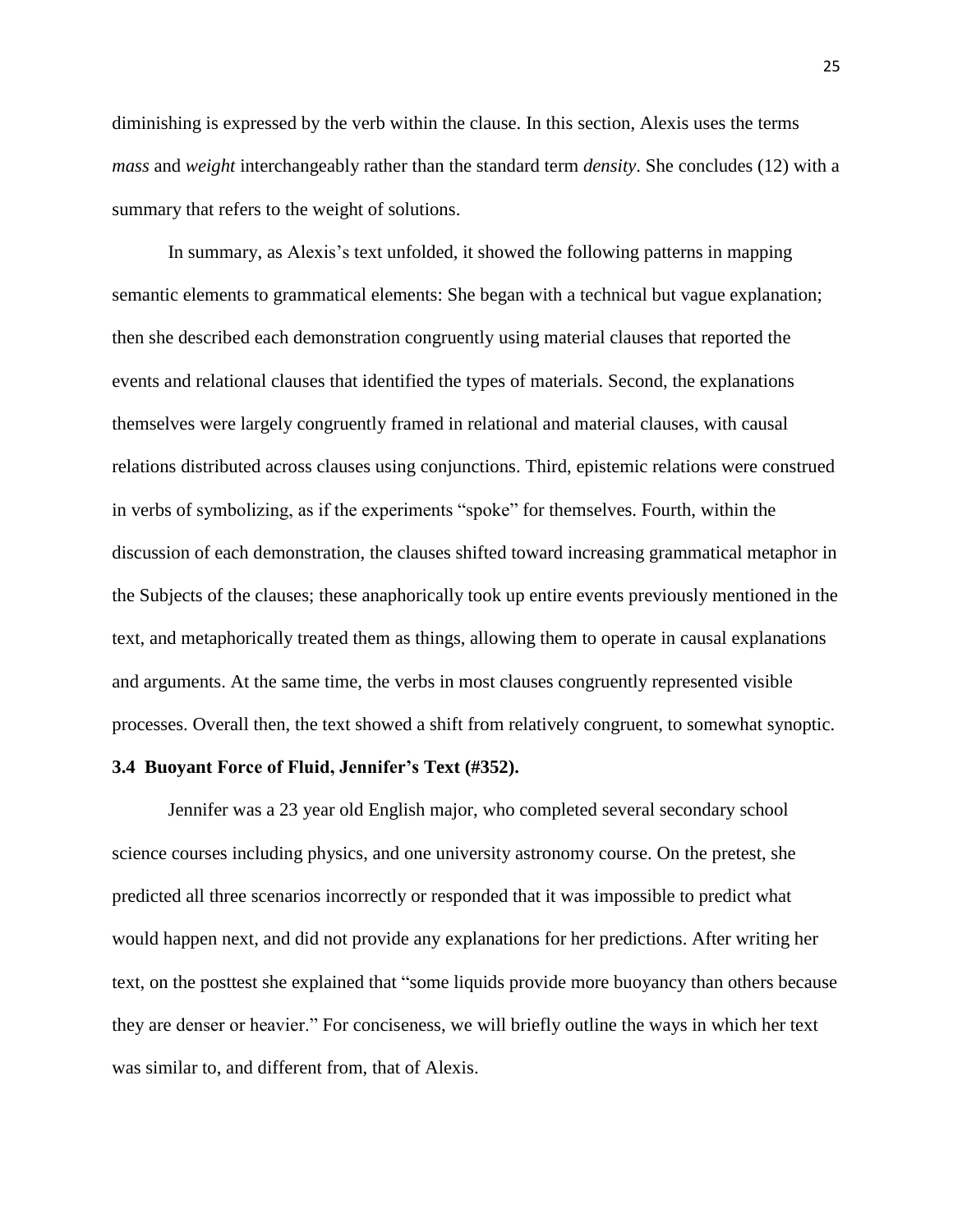diminishing is expressed by the verb within the clause. In this section, Alexis uses the terms *mass* and *weight* interchangeably rather than the standard term *density*. She concludes (12) with a summary that refers to the weight of solutions.

In summary, as Alexis's text unfolded, it showed the following patterns in mapping semantic elements to grammatical elements: She began with a technical but vague explanation; then she described each demonstration congruently using material clauses that reported the events and relational clauses that identified the types of materials. Second, the explanations themselves were largely congruently framed in relational and material clauses, with causal relations distributed across clauses using conjunctions. Third, epistemic relations were construed in verbs of symbolizing, as if the experiments "spoke" for themselves. Fourth, within the discussion of each demonstration, the clauses shifted toward increasing grammatical metaphor in the Subjects of the clauses; these anaphorically took up entire events previously mentioned in the text, and metaphorically treated them as things, allowing them to operate in causal explanations and arguments. At the same time, the verbs in most clauses congruently represented visible processes. Overall then, the text showed a shift from relatively congruent, to somewhat synoptic.

### 3.4 Buoyant Force of Fluid, Jennifer's Text (#352).

Jennifer was a 23 year old English major, who completed several secondary school science courses including physics, and one university astronomy course. On the pretest, she predicted all three scenarios incorrectly or responded that it was impossible to predict what would happen next, and did not provide any explanations for her predictions. After writing her text, on the posttest she explained that "some liquids provide more buoyancy than others because they are denser or heavier." For conciseness, we will briefly outline the ways in which her text was similar to, and different from, that of Alexis.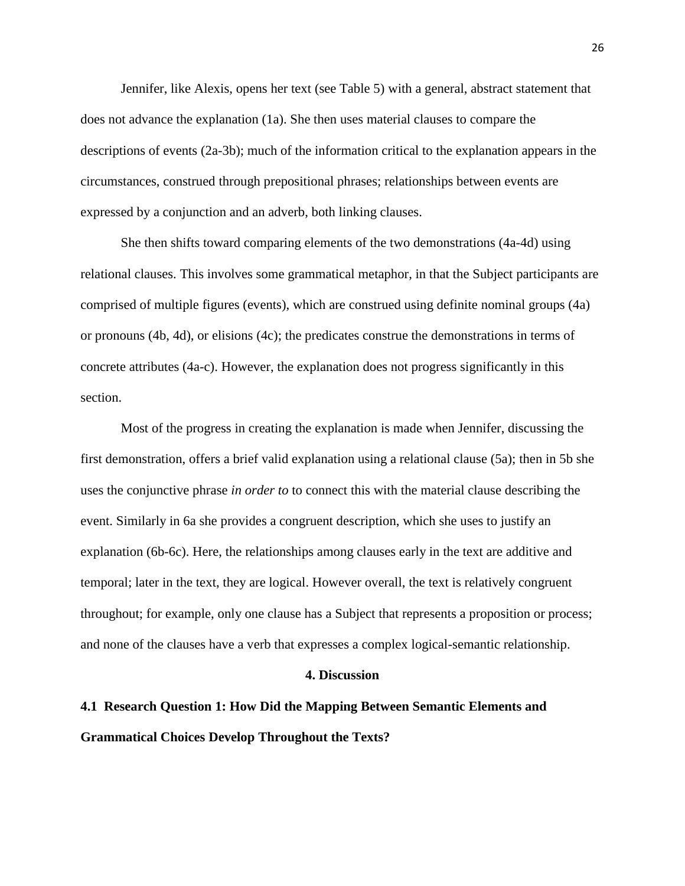Jennifer, like Alexis, opens her text (see Table 5) with a general, abstract statement that does not advance the explanation (1a). She then uses material clauses to compare the descriptions of events (2a-3b); much of the information critical to the explanation appears in the circumstances, construed through prepositional phrases; relationships between events are expressed by a conjunction and an adverb, both linking clauses.

She then shifts toward comparing elements of the two demonstrations (4a-4d) using relational clauses. This involves some grammatical metaphor, in that the Subject participants are comprised of multiple figures (events), which are construed using definite nominal groups (4a) or pronouns (4b, 4d), or elisions (4c); the predicates construe the demonstrations in terms of concrete attributes (4a-c). However, the explanation does not progress significantly in this section.

Most of the progress in creating the explanation is made when Jennifer, discussing the first demonstration, offers a brief valid explanation using a relational clause (5a); then in 5b she uses the conjunctive phrase *in order to* to connect this with the material clause describing the event. Similarly in 6a she provides a congruent description, which she uses to justify an explanation (6b-6c). Here, the relationships among clauses early in the text are additive and temporal; later in the text, they are logical. However overall, the text is relatively congruent throughout; for example, only one clause has a Subject that represents a proposition or process; and none of the clauses have a verb that expresses a complex logical-semantic relationship.

# 4. Discussion

## 4.1 Research Question 1: How Did the Mapping Between Semantic Elements and Grammatical Choices Develop Throughout the Texts?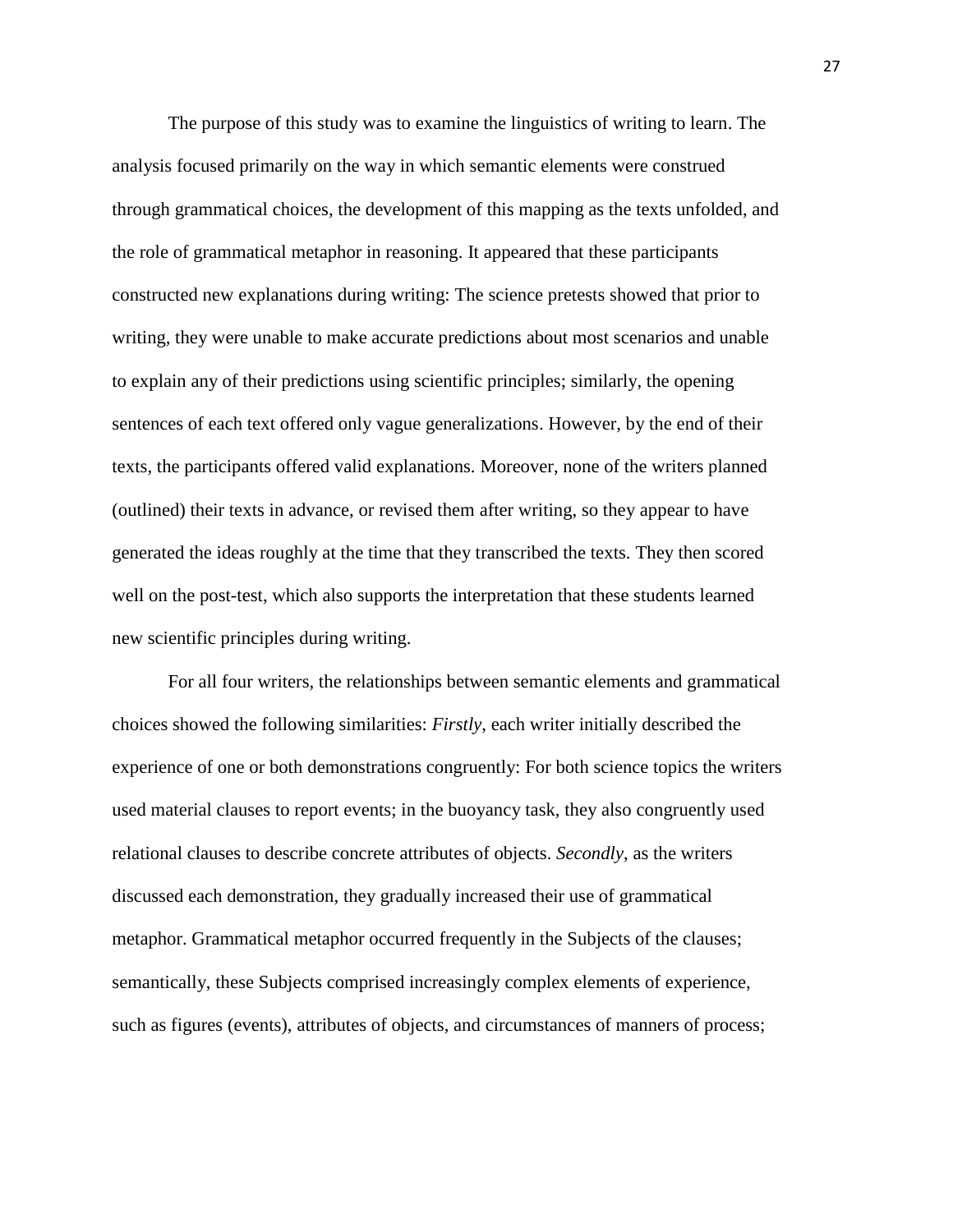The purpose of this study was to examine the linguistics of writing to learn. The analysis focused primarily on the way in which semantic elements were construed through grammatical choices, the development of this mapping as the texts unfolded, and the role of grammatical metaphor in reasoning. It appeared that these participants constructed new explanations during writing: The science pretests showed that prior to writing, they were unable to make accurate predictions about most scenarios and unable to explain any of their predictions using scientific principles; similarly, the opening sentences of each text offered only vague generalizations. However, by the end of their texts, the participants offered valid explanations. Moreover, none of the writers planned (outlined) their texts in advance, or revised them after writing, so they appear to have generated the ideas roughly at the time that they transcribed the texts. They then scored well on the post-test, which also supports the interpretation that these students learned new scientific principles during writing.

For all four writers, the relationships between semantic elements and grammatical choices showed the following similarities: *Firstly*, each writer initially described the experience of one or both demonstrations congruently: For both science topics the writers used material clauses to report events; in the buoyancy task, they also congruently used relational clauses to describe concrete attributes of objects. *Secondly*, as the writers discussed each demonstration, they gradually increased their use of grammatical metaphor. Grammatical metaphor occurred frequently in the Subjects of the clauses; semantically, these Subjects comprised increasingly complex elements of experience, such as figures (events), attributes of objects, and circumstances of manners of process;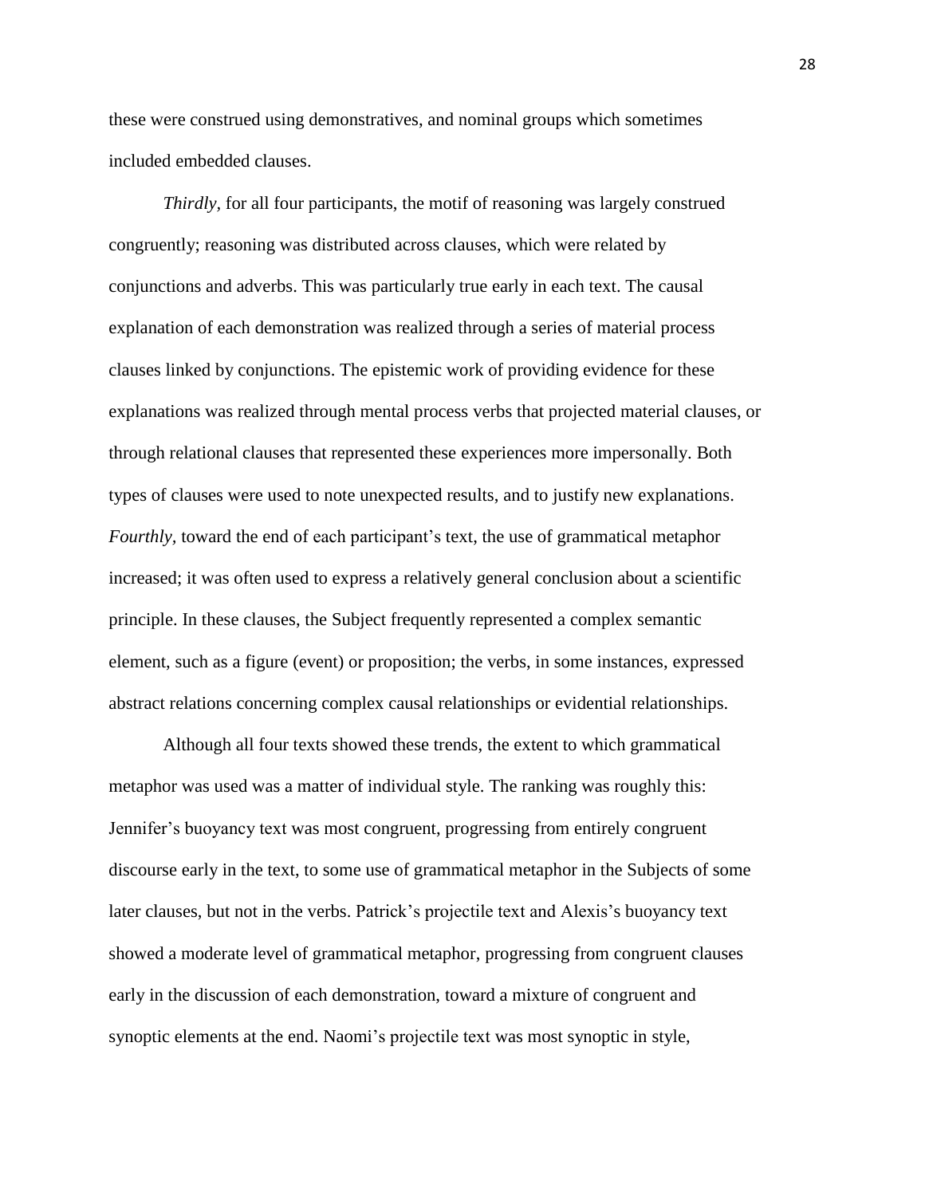these were construed using demonstratives, and nominal groups which sometimes included embedded clauses.

*Thirdly*, for all four participants, the motif of reasoning was largely construed congruently; reasoning was distributed across clauses, which were related by conjunctions and adverbs. This was particularly true early in each text. The causal explanation of each demonstration was realized through a series of material process clauses linked by conjunctions. The epistemic work of providing evidence for these explanations was realized through mental process verbs that projected material clauses, or through relational clauses that represented these experiences more impersonally. Both types of clauses were used to note unexpected results, and to justify new explanations. *Fourthly*, toward the end of each participant's text, the use of grammatical metaphor increased; it was often used to express a relatively general conclusion about a scientific principle. In these clauses, the Subject frequently represented a complex semantic element, such as a figure (event) or proposition; the verbs, in some instances, expressed abstract relations concerning complex causal relationships or evidential relationships.

Although all four texts showed these trends, the extent to which grammatical metaphor was used was a matter of individual style. The ranking was roughly this: Jennifer's buoyancy text was most congruent, progressing from entirely congruent discourse early in the text, to some use of grammatical metaphor in the Subjects of some later clauses, but not in the verbs. Patrick's projectile text and Alexis's buoyancy text showed a moderate level of grammatical metaphor, progressing from congruent clauses early in the discussion of each demonstration, toward a mixture of congruent and synoptic elements at the end. Naomi's projectile text was most synoptic in style,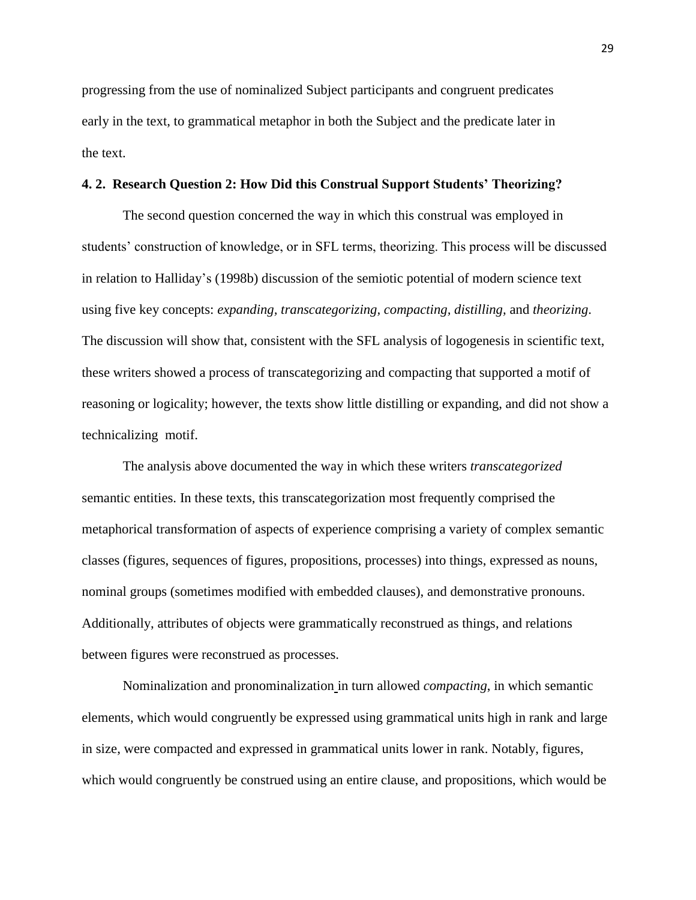progressing from the use of nominalized Subject participants and congruent predicates early in the text, to grammatical metaphor in both the Subject and the predicate later in the text.

### 4. 2. Research Question 2: How Did this Construal Support Students' Theorizing?

The second question concerned the way in which this construal was employed in students' construction of knowledge, or in SFL terms, theorizing. This process will be discussed in relation to Halliday's (1998b) discussion of the semiotic potential of modern science text using five key concepts: *expanding, transcategorizing, compacting, distilling,* and *theorizing*. The discussion will show that, consistent with the SFL analysis of logogenesis in scientific text, these writers showed a process of transcategorizing and compacting that supported a motif of reasoning or logicality; however, the texts show little distilling or expanding, and did not show a technicalizing motif.

The analysis above documented the way in which these writers *transcategorized* semantic entities. In these texts, this transcategorization most frequently comprised the metaphorical transformation of aspects of experience comprising a variety of complex semantic classes (figures, sequences of figures, propositions, processes) into things, expressed as nouns, nominal groups (sometimes modified with embedded clauses), and demonstrative pronouns. Additionally, attributes of objects were grammatically reconstrued as things, and relations between figures were reconstrued as processes.

Nominalization and pronominalization in turn allowed *compacting*, in which semantic elements, which would congruently be expressed using grammatical units high in rank and large in size, were compacted and expressed in grammatical units lower in rank. Notably, figures, which would congruently be construed using an entire clause, and propositions, which would be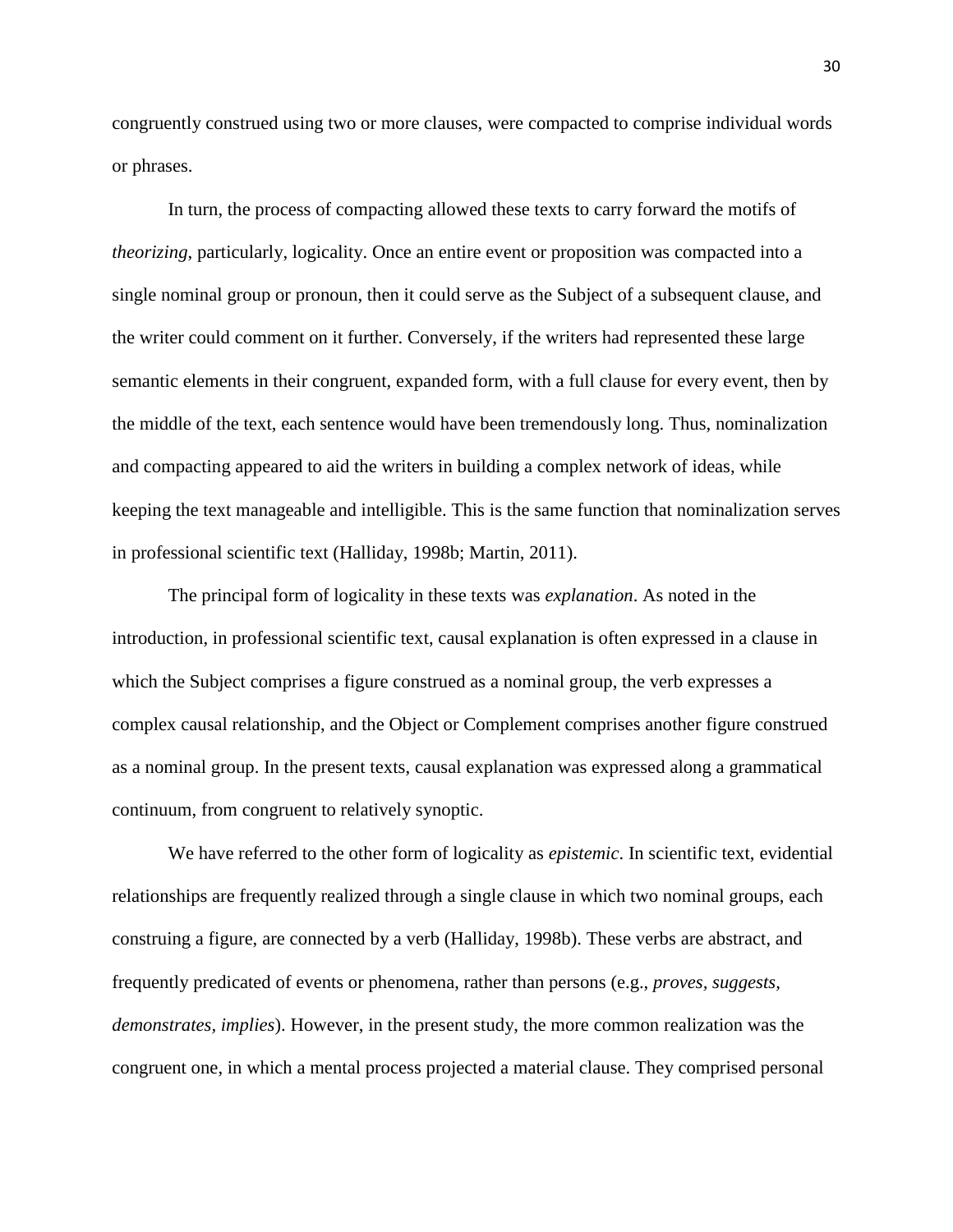congruently construed using two or more clauses, were compacted to comprise individual words or phrases.

In turn, the process of compacting allowed these texts to carry forward the motifs of *theorizing*, particularly, logicality. Once an entire event or proposition was compacted into a single nominal group or pronoun, then it could serve as the Subject of a subsequent clause, and the writer could comment on it further. Conversely, if the writers had represented these large semantic elements in their congruent, expanded form, with a full clause for every event, then by the middle of the text, each sentence would have been tremendously long. Thus, nominalization and compacting appeared to aid the writers in building a complex network of ideas, while keeping the text manageable and intelligible. This is the same function that nominalization serves in professional scientific text (Halliday, 1998b; Martin, 2011).

The principal form of logicality in these texts was *explanation*. As noted in the introduction, in professional scientific text, causal explanation is often expressed in a clause in which the Subject comprises a figure construed as a nominal group, the verb expresses a complex causal relationship, and the Object or Complement comprises another figure construed as a nominal group. In the present texts, causal explanation was expressed along a grammatical continuum, from congruent to relatively synoptic.

We have referred to the other form of logicality as *epistemic*. In scientific text, evidential relationships are frequently realized through a single clause in which two nominal groups, each construing a figure, are connected by a verb (Halliday, 1998b). These verbs are abstract, and frequently predicated of events or phenomena, rather than persons (e.g., *proves*, *suggests*, *demonstrates*, *implies*). However, in the present study, the more common realization was the congruent one, in which a mental process projected a material clause. They comprised personal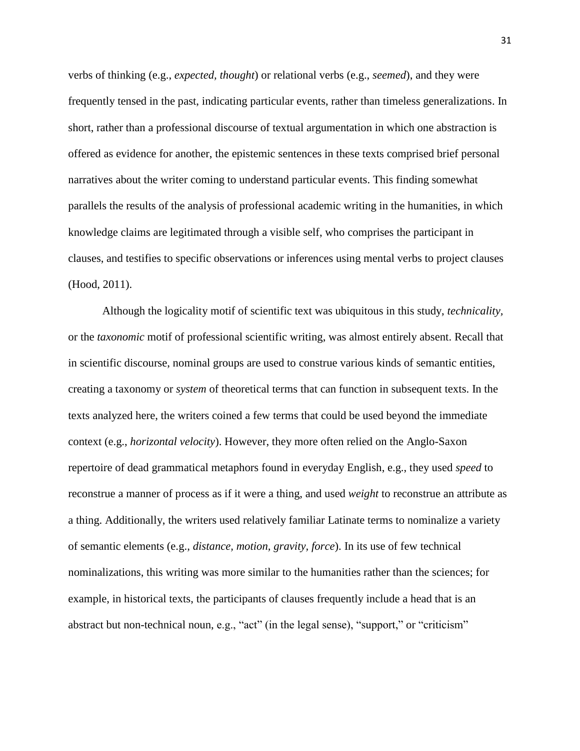verbs of thinking (e.g., *expected, thought*) or relational verbs (e.g., *seemed*), and they were frequently tensed in the past, indicating particular events, rather than timeless generalizations. In short, rather than a professional discourse of textual argumentation in which one abstraction is offered as evidence for another, the epistemic sentences in these texts comprised brief personal narratives about the writer coming to understand particular events. This finding somewhat parallels the results of the analysis of professional academic writing in the humanities, in which knowledge claims are legitimated through a visible self, who comprises the participant in clauses, and testifies to specific observations or inferences using mental verbs to project clauses (Hood, 2011).

Although the logicality motif of scientific text was ubiquitous in this study, *technicality*, or the *taxonomic* motif of professional scientific writing, was almost entirely absent. Recall that in scientific discourse, nominal groups are used to construe various kinds of semantic entities, creating a taxonomy or *system* of theoretical terms that can function in subsequent texts. In the texts analyzed here, the writers coined a few terms that could be used beyond the immediate context (e.g., *horizontal velocity*). However, they more often relied on the Anglo-Saxon repertoire of dead grammatical metaphors found in everyday English, e.g., they used *speed* to reconstrue a manner of process as if it were a thing, and used *weight* to reconstrue an attribute as a thing. Additionally, the writers used relatively familiar Latinate terms to nominalize a variety of semantic elements (e.g., *distance, motion, gravity, force*). In its use of few technical nominalizations, this writing was more similar to the humanities rather than the sciences; for example, in historical texts, the participants of clauses frequently include a head that is an abstract but non-technical noun, e.g., "act" (in the legal sense), "support," or "criticism"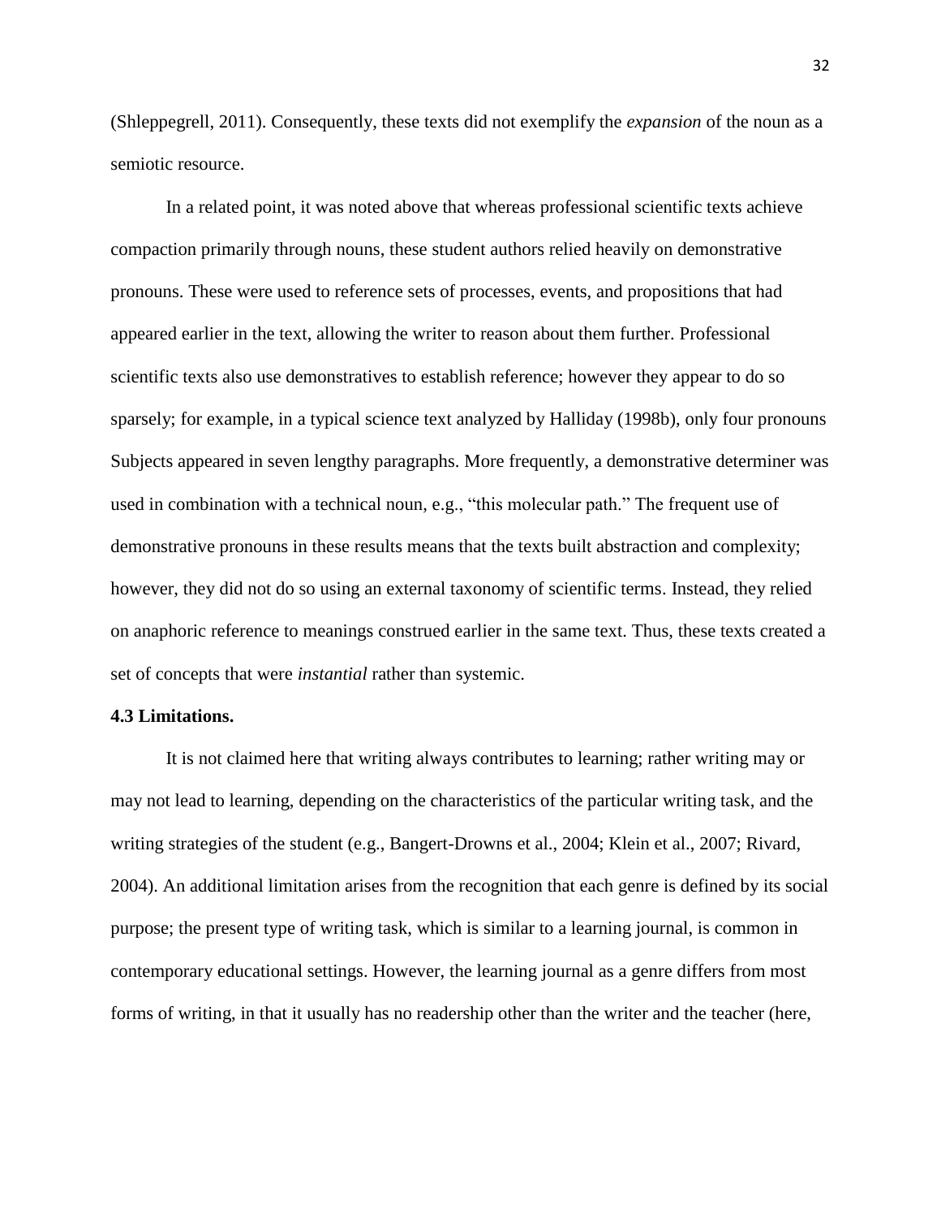(Shleppegrell, 2011). Consequently, these texts did not exemplify the *expansion* of the noun as a semiotic resource.

In a related point, it was noted above that whereas professional scientific texts achieve compaction primarily through nouns, these student authors relied heavily on demonstrative pronouns. These were used to reference sets of processes, events, and propositions that had appeared earlier in the text, allowing the writer to reason about them further. Professional scientific texts also use demonstratives to establish reference; however they appear to do so sparsely; for example, in a typical science text analyzed by Halliday (1998b), only four pronouns Subjects appeared in seven lengthy paragraphs. More frequently, a demonstrative determiner was used in combination with a technical noun, e.g., "this molecular path." The frequent use of demonstrative pronouns in these results means that the texts built abstraction and complexity; however, they did not do so using an external taxonomy of scientific terms. Instead, they relied on anaphoric reference to meanings construed earlier in the same text. Thus, these texts created a set of concepts that were *instantial* rather than systemic.

**4.3 Limitations.**

It is not claimed here that writing always contributes to learning; rather writing may or may not lead to learning, depending on the characteristics of the particular writing task, and the writing strategies of the student (e.g., Bangert-Drowns et al., 2004; Klein et al., 2007; Rivard, 2004). An additional limitation arises from the recognition that each genre is defined by its social purpose; the present type of writing task, which is similar to a learning journal, is common in contemporary educational settings. However, the learning journal as a genre differs from most forms of writing, in that it usually has no readership other than the writer and the teacher (here,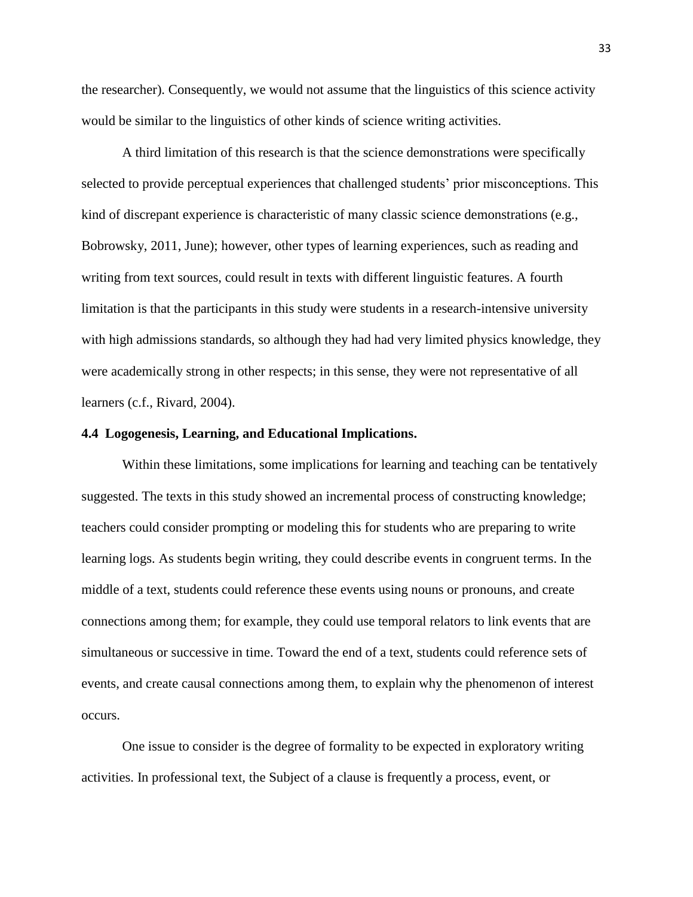the researcher). Consequently, we would not assume that the linguistics of this science activity would be similar to the linguistics of other kinds of science writing activities.

A third limitation of this research is that the science demonstrations were specifically selected to provide perceptual experiences that challenged students' prior misconceptions. This kind of discrepant experience is characteristic of many classic science demonstrations (e.g., Bobrowsky, 2011, June); however, other types of learning experiences, such as reading and writing from text sources, could result in texts with different linguistic features. A fourth limitation is that the participants in this study were students in a research-intensive university with high admissions standards, so although they had had very limited physics knowledge, they were academically strong in other respects; in this sense, they were not representative of all learners (c.f., Rivard, 2004).

### 4.4 Logogenesis, Learning, and Educational Implications.

Within these limitations, some implications for learning and teaching can be tentatively suggested. The texts in this study showed an incremental process of constructing knowledge; teachers could consider prompting or modeling this for students who are preparing to write learning logs. As students begin writing, they could describe events in congruent terms. In the middle of a text, students could reference these events using nouns or pronouns, and create connections among them; for example, they could use temporal relators to link events that are simultaneous or successive in time. Toward the end of a text, students could reference sets of events, and create causal connections among them, to explain why the phenomenon of interest occurs.

One issue to consider is the degree of formality to be expected in exploratory writing activities. In professional text, the Subject of a clause is frequently a process, event, or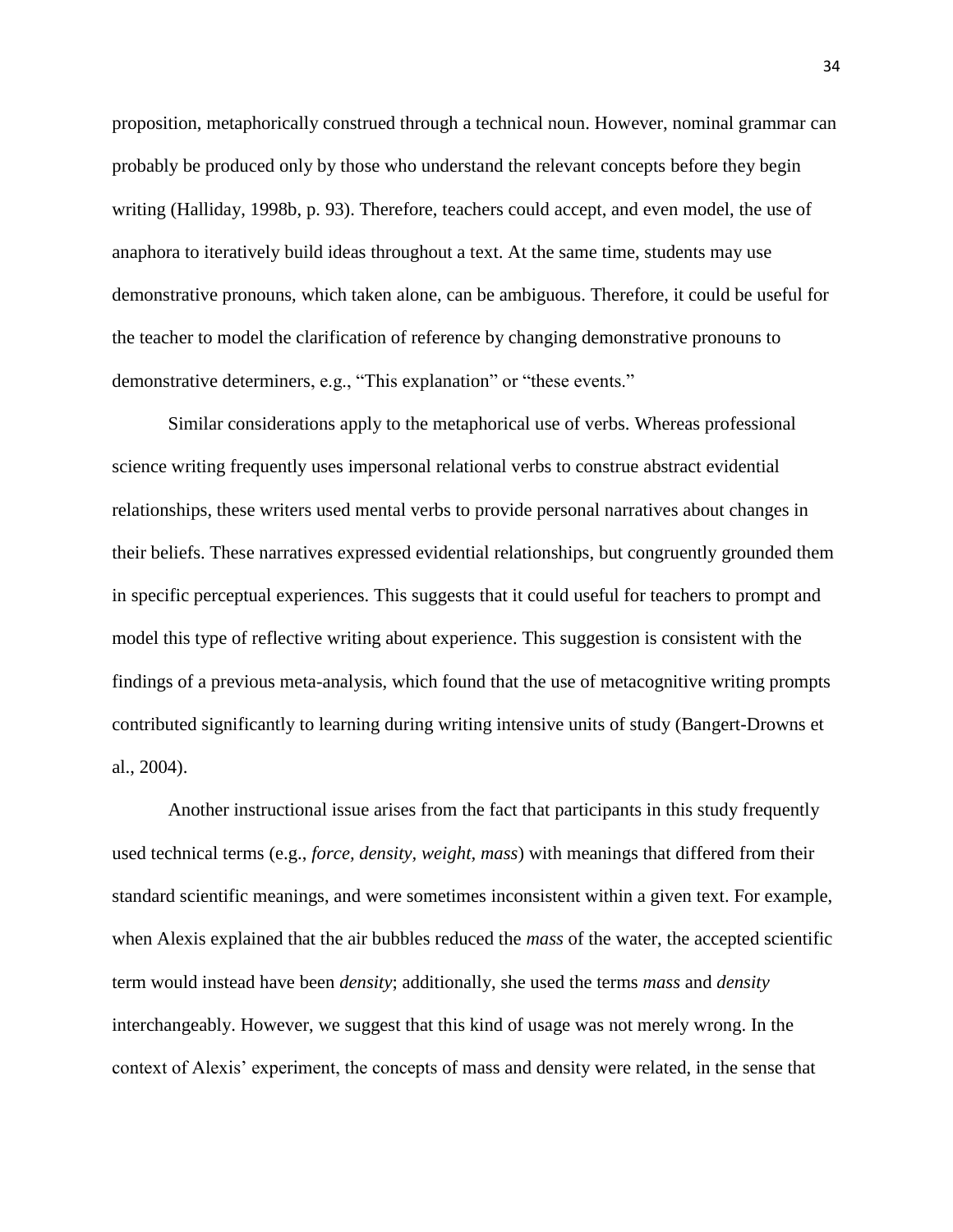proposition, metaphorically construed through a technical noun. However, nominal grammar can probably be produced only by those who understand the relevant concepts before they begin writing (Halliday, 1998b, p. 93). Therefore, teachers could accept, and even model, the use of anaphora to iteratively build ideas throughout a text. At the same time, students may use demonstrative pronouns, which taken alone, can be ambiguous. Therefore, it could be useful for the teacher to model the clarification of reference by changing demonstrative pronouns to demonstrative determiners, e.g., "This explanation" or "these events."

Similar considerations apply to the metaphorical use of verbs. Whereas professional science writing frequently uses impersonal relational verbs to construe abstract evidential relationships, these writers used mental verbs to provide personal narratives about changes in their beliefs. These narratives expressed evidential relationships, but congruently grounded them in specific perceptual experiences. This suggests that it could useful for teachers to prompt and model this type of reflective writing about experience. This suggestion is consistent with the findings of a previous meta-analysis, which found that the use of metacognitive writing prompts contributed significantly to learning during writing intensive units of study (Bangert-Drowns et al., 2004).

Another instructional issue arises from the fact that participants in this study frequently used technical terms (e.g., *force*, *density*, *weight*, *mass*) with meanings that differed from their standard scientific meanings, and were sometimes inconsistent within a given text. For example, when Alexis explained that the air bubbles reduced the *mass* of the water, the accepted scientific term would instead have been *density*; additionally, she used the terms *mass* and *density* interchangeably. However, we suggest that this kind of usage was not merely wrong. In the context of Alexis' experiment, the concepts of mass and density were related, in the sense that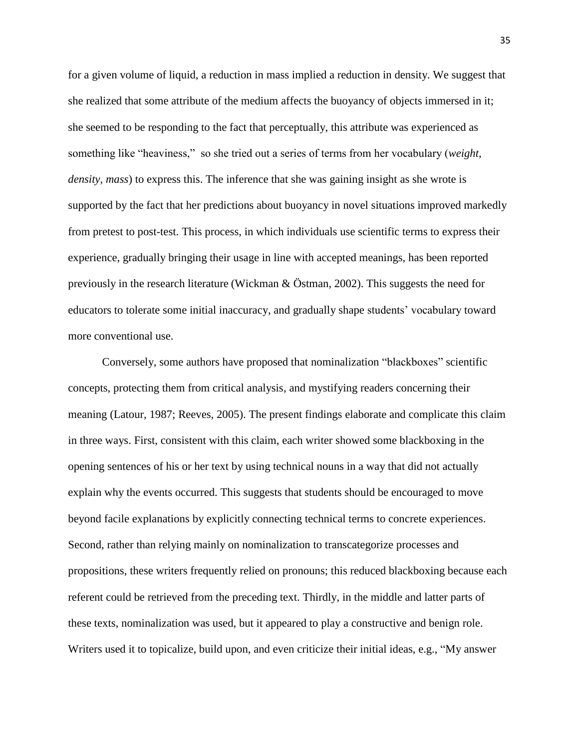for a given volume of liquid, a reduction in mass implied a reduction in density. We suggest that she realized that some attribute of the medium affects the buoyancy of objects immersed in it; she seemed to be responding to the fact that perceptually, this attribute was experienced as something like "heaviness," so she tried out a series of terms from her vocabulary (*weight, density, mass*) to express this. The inference that she was gaining insight as she wrote is supported by the fact that her predictions about buoyancy in novel situations improved markedly from pretest to post-test. This process, in which individuals use scientific terms to express their experience, gradually bringing their usage in line with accepted meanings, has been reported previously in the research literature (Wickman & Östman, 2002). This suggests the need for educators to tolerate some initial inaccuracy, and gradually shape students' vocabulary toward more conventional use.

Conversely, some authors have proposed that nominalization "blackboxes" scientific concepts, protecting them from critical analysis, and mystifying readers concerning their meaning (Latour, 1987; Reeves, 2005). The present findings elaborate and complicate this claim in three ways. First, consistent with this claim, each writer showed some blackboxing in the opening sentences of his or her text by using technical nouns in a way that did not actually explain why the events occurred. This suggests that students should be encouraged to move beyond facile explanations by explicitly connecting technical terms to concrete experiences. Second, rather than relying mainly on nominalization to transcategorize processes and propositions, these writers frequently relied on pronouns; this reduced blackboxing because each referent could be retrieved from the preceding text. Thirdly, in the middle and latter parts of these texts, nominalization was used, but it appeared to play a constructive and benign role. Writers used it to topicalize, build upon, and even criticize their initial ideas, e.g., "My answer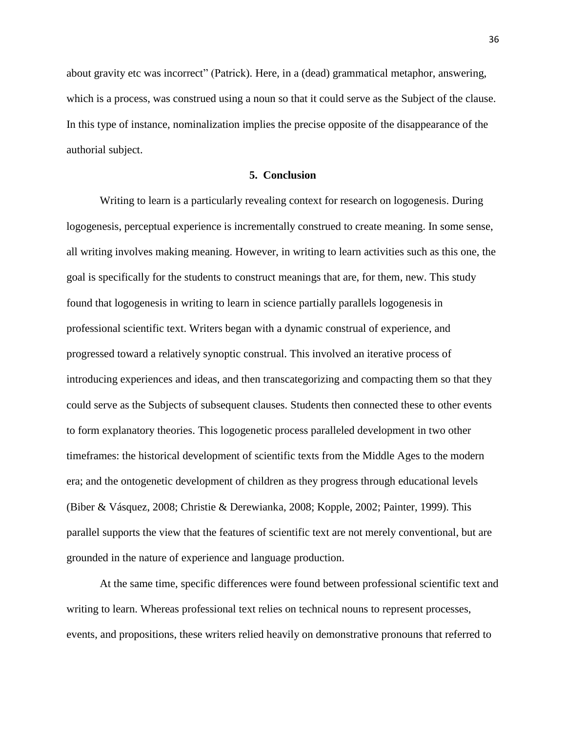about gravity etc was incorrect" (Patrick). Here, in a (dead) grammatical metaphor, answering, which is a process, was construed using a noun so that it could serve as the Subject of the clause. In this type of instance, nominalization implies the precise opposite of the disappearance of the authorial subject.

## 5. Conclusion

Writing to learn is a particularly revealing context for research on logogenesis. During logogenesis, perceptual experience is incrementally construed to create meaning. In some sense, all writing involves making meaning. However, in writing to learn activities such as this one, the goal is specifically for the students to construct meanings that are, for them, new. This study found that logogenesis in writing to learn in science partially parallels logogenesis in professional scientific text. Writers began with a dynamic construal of experience, and progressed toward a relatively synoptic construal. This involved an iterative process of introducing experiences and ideas, and then transcategorizing and compacting them so that they could serve as the Subjects of subsequent clauses. Students then connected these to other events to form explanatory theories. This logogenetic process paralleled development in two other timeframes: the historical development of scientific texts from the Middle Ages to the modern era; and the ontogenetic development of children as they progress through educational levels (Biber & Vásquez, 2008; Christie & Derewianka, 2008; Kopple, 2002; Painter, 1999). This parallel supports the view that the features of scientific text are not merely conventional, but are grounded in the nature of experience and language production.

At the same time, specific differences were found between professional scientific text and writing to learn. Whereas professional text relies on technical nouns to represent processes, events, and propositions, these writers relied heavily on demonstrative pronouns that referred to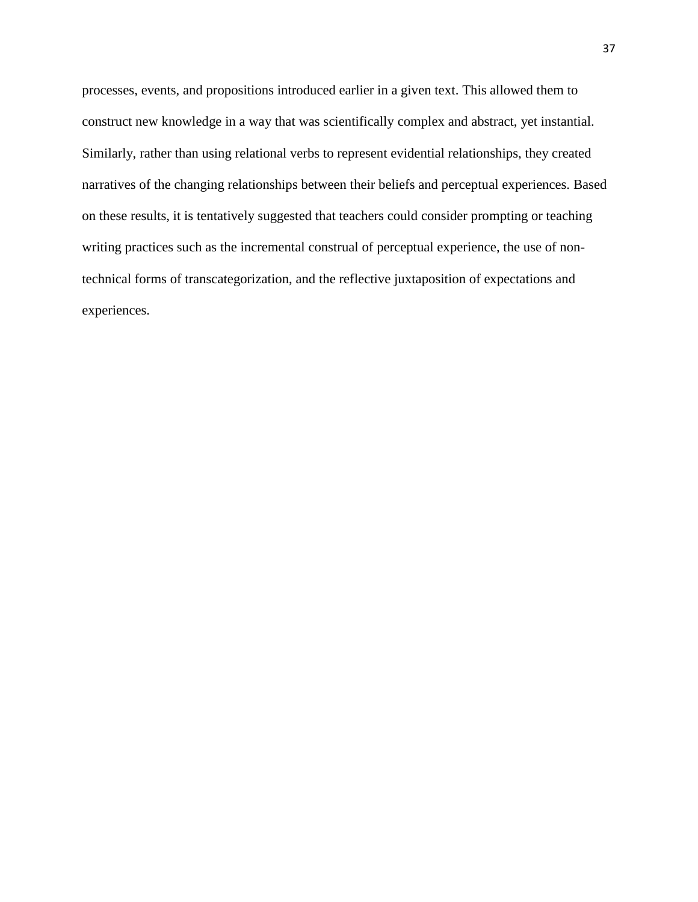processes, events, and propositions introduced earlier in a given text. This allowed them to construct new knowledge in a way that was scientifically complex and abstract, yet instantial. Similarly, rather than using relational verbs to represent evidential relationships, they created narratives of the changing relationships between their beliefs and perceptual experiences. Based on these results, it is tentatively suggested that teachers could consider prompting or teaching writing practices such as the incremental construal of perceptual experience, the use of non-technical forms of transcategorization, and the reflective juxtaposition of expectations and experiences.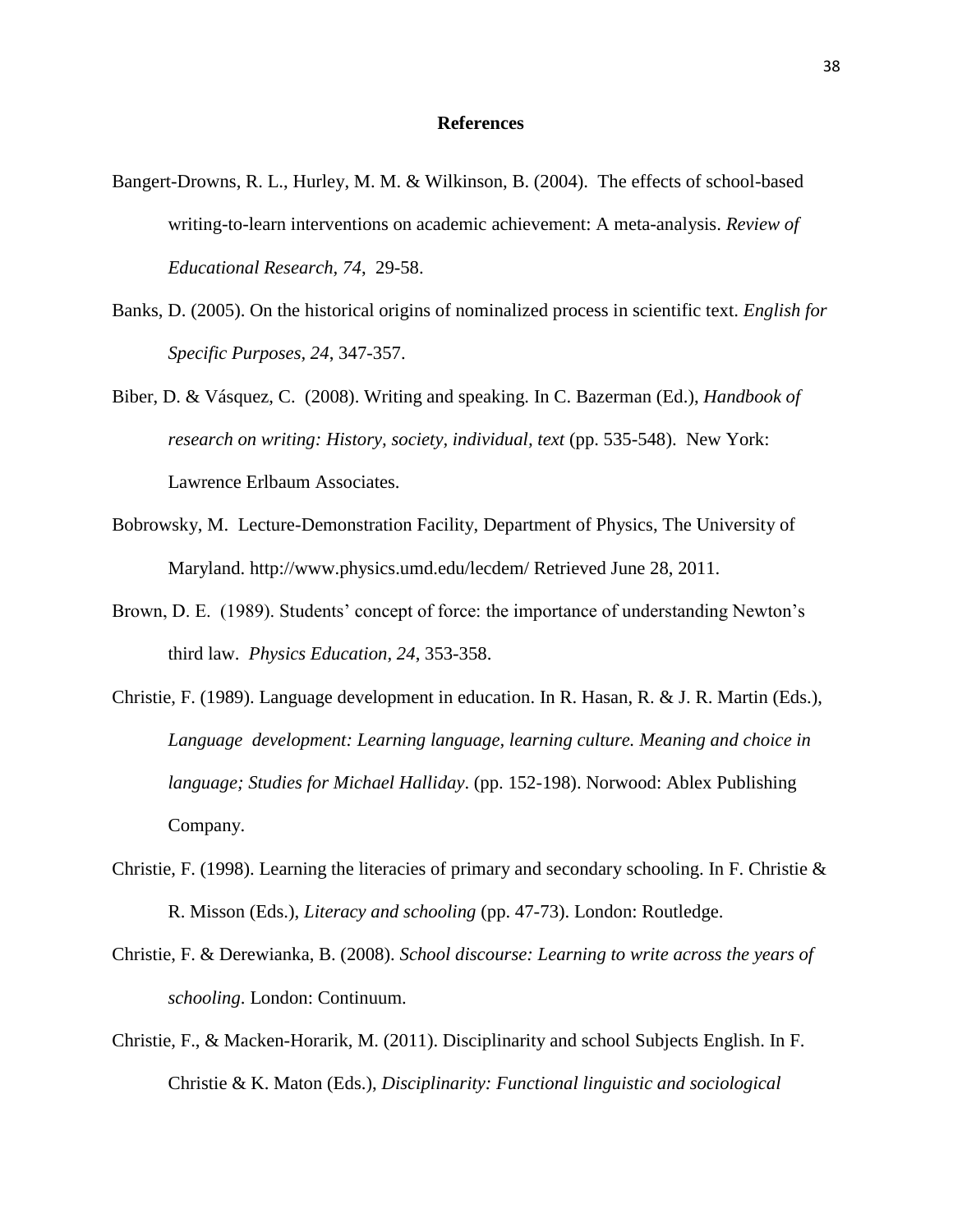# References

Bangert-Drowns, R. L., Hurley, M. M. & Wilkinson, B. (2004). The effects of school-based writing-to-learn interventions on academic achievement: A meta-analysis. *Review of Educational Research, 74*, 29-58.

Banks, D. (2005). On the historical origins of nominalized process in scientific text. *English for Specific Purposes, 24*, 347-357.

Biber, D. & Vásquez, C. (2008). Writing and speaking. In C. Bazerman (Ed.), *Handbook of research on writing: History, society, individual, text* (pp. 535-548). New York: Lawrence Erlbaum Associates.

Bobrowsky, M. Lecture-Demonstration Facility, Department of Physics, The University of Maryland. http://www.physics.umd.edu/lecdem/ Retrieved June 28, 2011.

Brown, D. E. (1989). Students' concept of force: the importance of understanding Newton's third law. *Physics Education, 24*, 353-358.

Christie, F. (1989). Language development in education. In R. Hasan, R. & J. R. Martin (Eds.), *Language development: Learning language, learning culture. Meaning and choice in language; Studies for Michael Halliday*. (pp. 152-198). Norwood: Ablex Publishing Company.

Christie, F. (1998). Learning the literacies of primary and secondary schooling. In F. Christie & R. Misson (Eds.), *Literacy and schooling* (pp. 47-73). London: Routledge.

Christie, F. & Derewianka, B. (2008). *School discourse: Learning to write across the years of schooling*. London: Continuum.

Christie, F., & Macken-Horarik, M. (2011). Disciplinarity and school Subjects English. In F. Christie & K. Maton (Eds.), *Disciplinarity: Functional linguistic and sociological*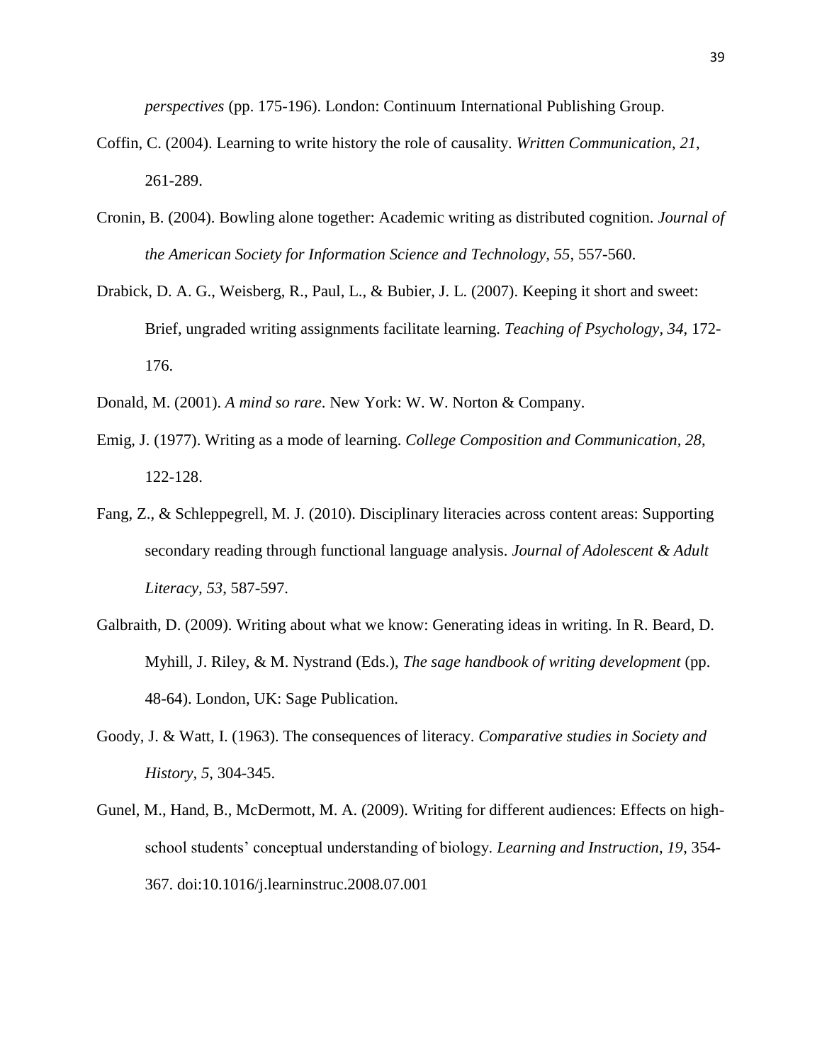*perspectives* (pp. 175-196). London: Continuum International Publishing Group.

Coffin, C. (2004). Learning to write history the role of causality. *Written Communication*, *21*, 261-289.

Cronin, B. (2004). Bowling alone together: Academic writing as distributed cognition. *Journal of the American Society for Information Science and Technology, 55*, 557-560.

Drabick, D. A. G., Weisberg, R., Paul, L., & Bubier, J. L. (2007). Keeping it short and sweet: Brief, ungraded writing assignments facilitate learning. *Teaching of Psychology*, *34*, 172-176.

Donald, M. (2001). *A mind so rare*. New York: W. W. Norton & Company.

Emig, J. (1977). Writing as a mode of learning. *College Composition and Communication, 28*, 122-128.

Fang, Z., & Schleppegrell, M. J. (2010). Disciplinary literacies across content areas: Supporting secondary reading through functional language analysis. *Journal of Adolescent & Adult Literacy, 53*, 587-597.

Galbraith, D. (2009). Writing about what we know: Generating ideas in writing. In R. Beard, D. Myhill, J. Riley, & M. Nystrand (Eds.), *The sage handbook of writing development* (pp. 48-64). London, UK: Sage Publication.

Goody, J. & Watt, I. (1963). The consequences of literacy. *Comparative studies in Society and History, 5*, 304-345.

Gunel, M., Hand, B., McDermott, M. A. (2009). Writing for different audiences: Effects on high-school students' conceptual understanding of biology. *Learning and Instruction, 19*, 354-367. doi:10.1016/j.learninstruc.2008.07.001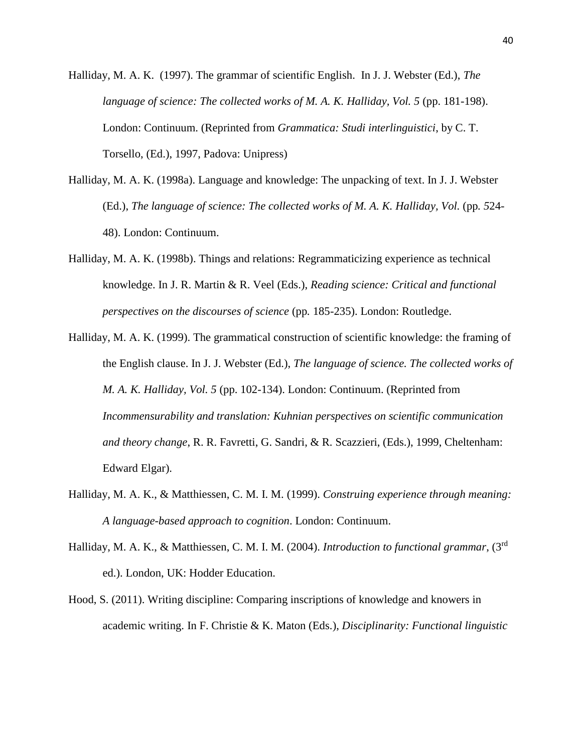Halliday, M. A. K. (1997). The grammar of scientific English. In J. J. Webster (Ed.), *The language of science: The collected works of M. A. K. Halliday, Vol. 5* (pp. 181-198). London: Continuum. (Reprinted from *Grammatica: Studi interlinguistici*, by C. T. Torsello, (Ed.), 1997, Padova: Unipress)

Halliday, M. A. K. (1998a). Language and knowledge: The unpacking of text. In J. J. Webster (Ed.), *The language of science: The collected works of M. A. K. Halliday, Vol.* (pp. *5*24-48). London: Continuum.

Halliday, M. A. K. (1998b). Things and relations: Regrammaticizing experience as technical knowledge. In J. R. Martin & R. Veel (Eds.), *Reading science: Critical and functional perspectives on the discourses of science* (pp. 185-235). London: Routledge.

Halliday, M. A. K. (1999). The grammatical construction of scientific knowledge: the framing of the English clause. In J. J. Webster (Ed.), *The language of science. The collected works of M. A. K. Halliday, Vol. 5* (pp. 102-134). London: Continuum. (Reprinted from *Incommensurability and translation: Kuhnian perspectives on scientific communication and theory change*, R. R. Favretti, G. Sandri, & R. Scazzieri, (Eds.), 1999, Cheltenham: Edward Elgar).

Halliday, M. A. K., & Matthiessen, C. M. I. M. (1999). *Construing experience through meaning: A language-based approach to cognition*. London: Continuum.

Halliday, M. A. K., & Matthiessen, C. M. I. M. (2004). *Introduction to functional grammar*, (3rd ed.). London, UK: Hodder Education.

Hood, S. (2011). Writing discipline: Comparing inscriptions of knowledge and knowers in academic writing. In F. Christie & K. Maton (Eds.), *Disciplinarity: Functional linguistic*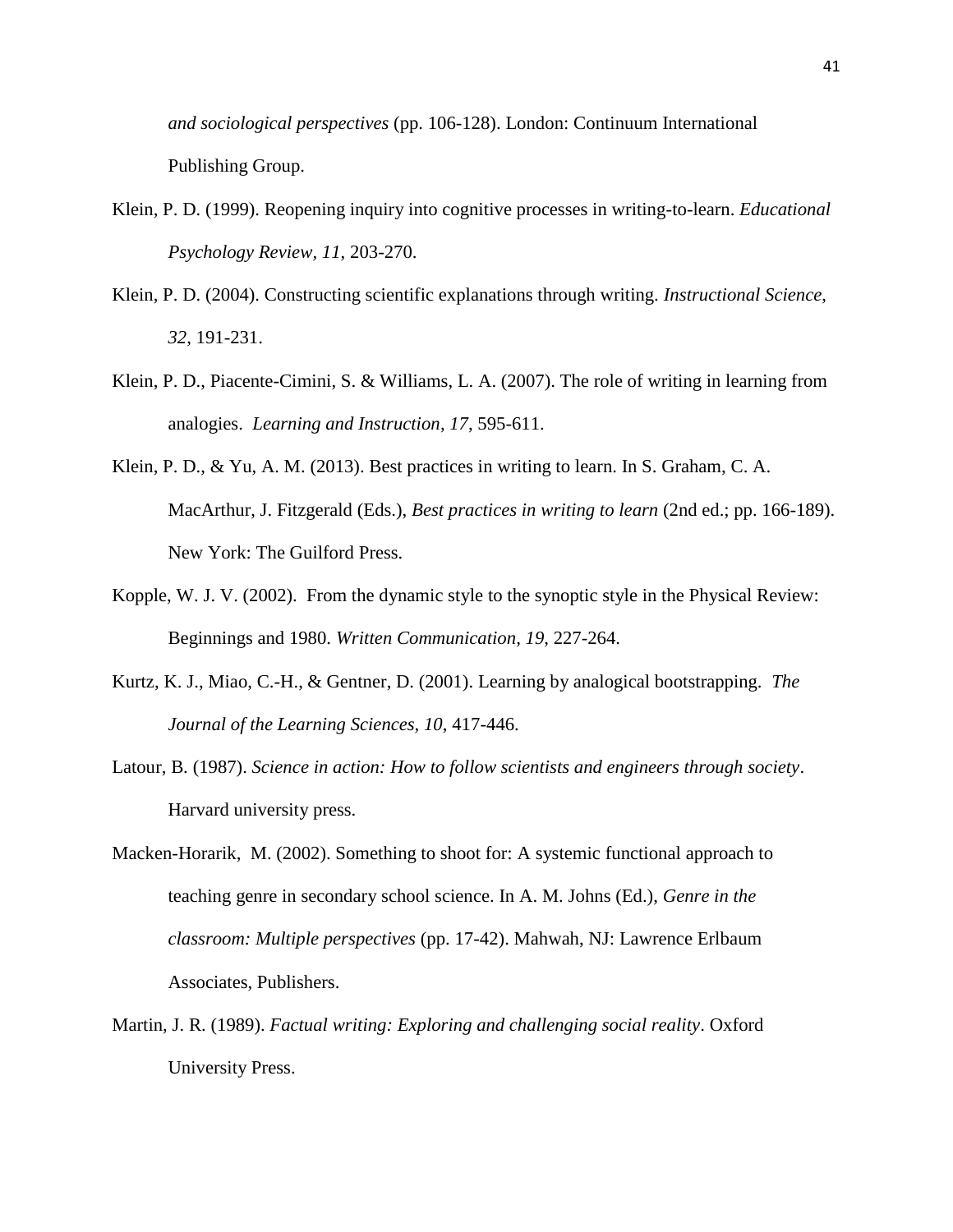*and sociological perspectives* (pp. 106-128). London: Continuum International Publishing Group.

Klein, P. D. (1999). Reopening inquiry into cognitive processes in writing-to-learn. *Educational Psychology Review, 11*, 203-270.

Klein, P. D. (2004). Constructing scientific explanations through writing. *Instructional Science, 32*, 191-231.

Klein, P. D., Piacente-Cimini, S. & Williams, L. A. (2007). The role of writing in learning from analogies. *Learning and Instruction*, *17*, 595-611.

Klein, P. D., & Yu, A. M. (2013). Best practices in writing to learn. In S. Graham, C. A. MacArthur, J. Fitzgerald (Eds.), *Best practices in writing to learn* (2nd ed.; pp. 166-189). New York: The Guilford Press.

Kopple, W. J. V. (2002). From the dynamic style to the synoptic style in the Physical Review: Beginnings and 1980. *Written Communication, 19*, 227-264.

Kurtz, K. J., Miao, C.-H., & Gentner, D. (2001). Learning by analogical bootstrapping. *The Journal of the Learning Sciences, 10*, 417-446.

Latour, B. (1987). *Science in action: How to follow scientists and engineers through society*. Harvard university press.

Macken-Horarik, M. (2002). Something to shoot for: A systemic functional approach to teaching genre in secondary school science. In A. M. Johns (Ed.), *Genre in the classroom: Multiple perspectives* (pp. 17-42). Mahwah, NJ: Lawrence Erlbaum Associates, Publishers.

Martin, J. R. (1989). *Factual writing: Exploring and challenging social reality*. Oxford University Press.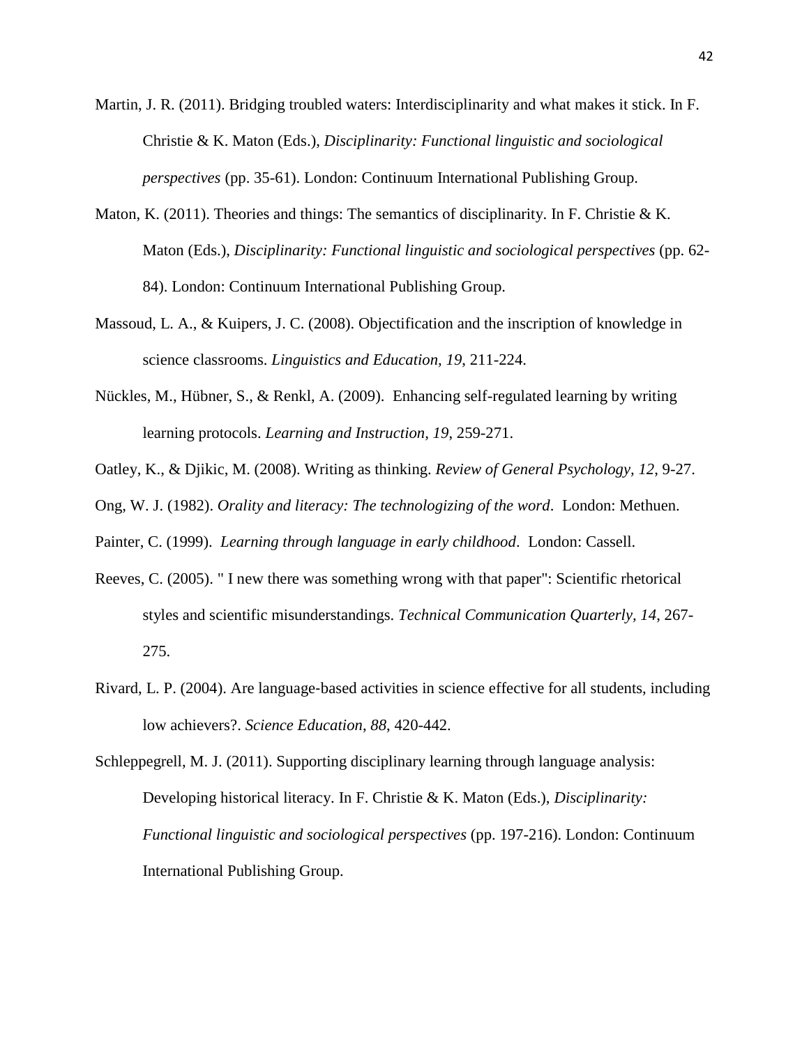Martin, J. R. (2011). Bridging troubled waters: Interdisciplinarity and what makes it stick. In F. Christie & K. Maton (Eds.), *Disciplinarity: Functional linguistic and sociological perspectives* (pp. 35-61). London: Continuum International Publishing Group.

Maton, K. (2011). Theories and things: The semantics of disciplinarity. In F. Christie & K. Maton (Eds.), *Disciplinarity: Functional linguistic and sociological perspectives* (pp. 62-84). London: Continuum International Publishing Group.

Massoud, L. A., & Kuipers, J. C. (2008). Objectification and the inscription of knowledge in science classrooms. *Linguistics and Education, 19*, 211-224.

Nückles, M., Hübner, S., & Renkl, A. (2009). Enhancing self-regulated learning by writing learning protocols. *Learning and Instruction, 19*, 259-271.

Oatley, K., & Djikic, M. (2008). Writing as thinking. *Review of General Psychology, 12*, 9-27.

Ong, W. J. (1982). *Orality and literacy: The technologizing of the word*. London: Methuen.

Painter, C. (1999). *Learning through language in early childhood*. London: Cassell.

Reeves, C. (2005). " I new there was something wrong with that paper": Scientific rhetorical styles and scientific misunderstandings. *Technical Communication Quarterly, 14*, 267-275.

Rivard, L. P. (2004). Are language-based activities in science effective for all students, including low achievers?. *Science Education*, *88*, 420-442.

Schleppegrell, M. J. (2011). Supporting disciplinary learning through language analysis: Developing historical literacy. In F. Christie & K. Maton (Eds.), *Disciplinarity: Functional linguistic and sociological perspectives* (pp. 197-216). London: Continuum International Publishing Group.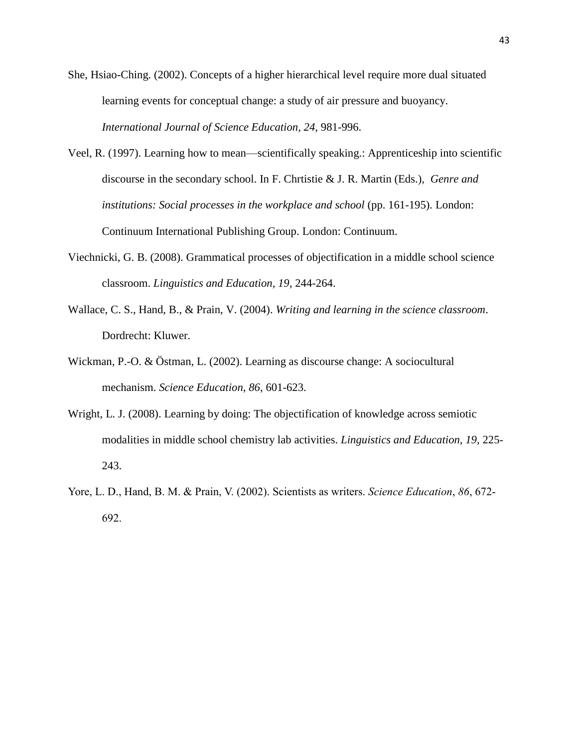She, Hsiao-Ching. (2002). Concepts of a higher hierarchical level require more dual situated learning events for conceptual change: a study of air pressure and buoyancy. *International Journal of Science Education, 24*, 981-996.

Veel, R. (1997). Learning how to mean—scientifically speaking.: Apprenticeship into scientific discourse in the secondary school. In F. Chrtistie & J. R. Martin (Eds.), *Genre and institutions: Social processes in the workplace and school* (pp. 161-195). London: Continuum International Publishing Group. London: Continuum.

Viechnicki, G. B. (2008). Grammatical processes of objectification in a middle school science classroom. *Linguistics and Education, 19*, 244-264.

Wallace, C. S., Hand, B., & Prain, V. (2004). *Writing and learning in the science classroom*. Dordrecht: Kluwer.

Wickman, P.-O. & Östman, L. (2002). Learning as discourse change: A sociocultural mechanism. *Science Education, 86*, 601-623.

Wright, L. J. (2008). Learning by doing: The objectification of knowledge across semiotic modalities in middle school chemistry lab activities. *Linguistics and Education, 19*, 225-243.

Yore, L. D., Hand, B. M. & Prain, V. (2002). Scientists as writers. *Science Education*, *86*, 672-692.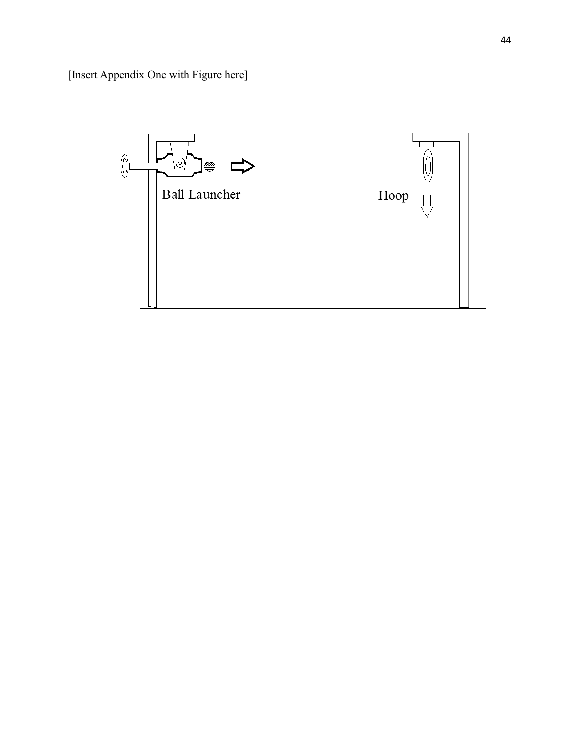[Insert Appendix One with Figure here]

Ball Launcher

Hoop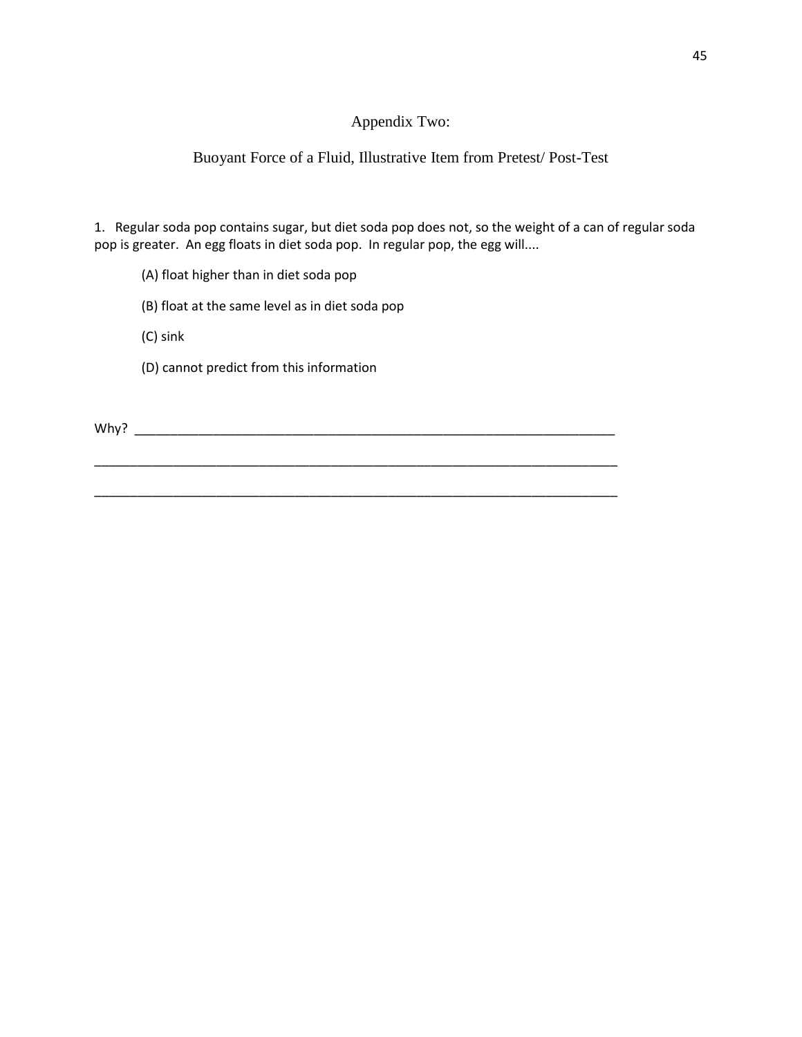# Appendix Two:

## Buoyant Force of a Fluid, Illustrative Item from Pretest/ Post-Test

1. Regular soda pop contains sugar, but diet soda pop does not, so the weight of a can of regular soda pop is greater. An egg floats in diet soda pop. In regular pop, the egg will....

   (A) float higher than in diet soda pop

   (B) float at the same level as in diet soda pop

   (C) sink

   (D) cannot predict from this information

Why? ______________________________________________________________________

___________________________________________________________________________

___________________________________________________________________________